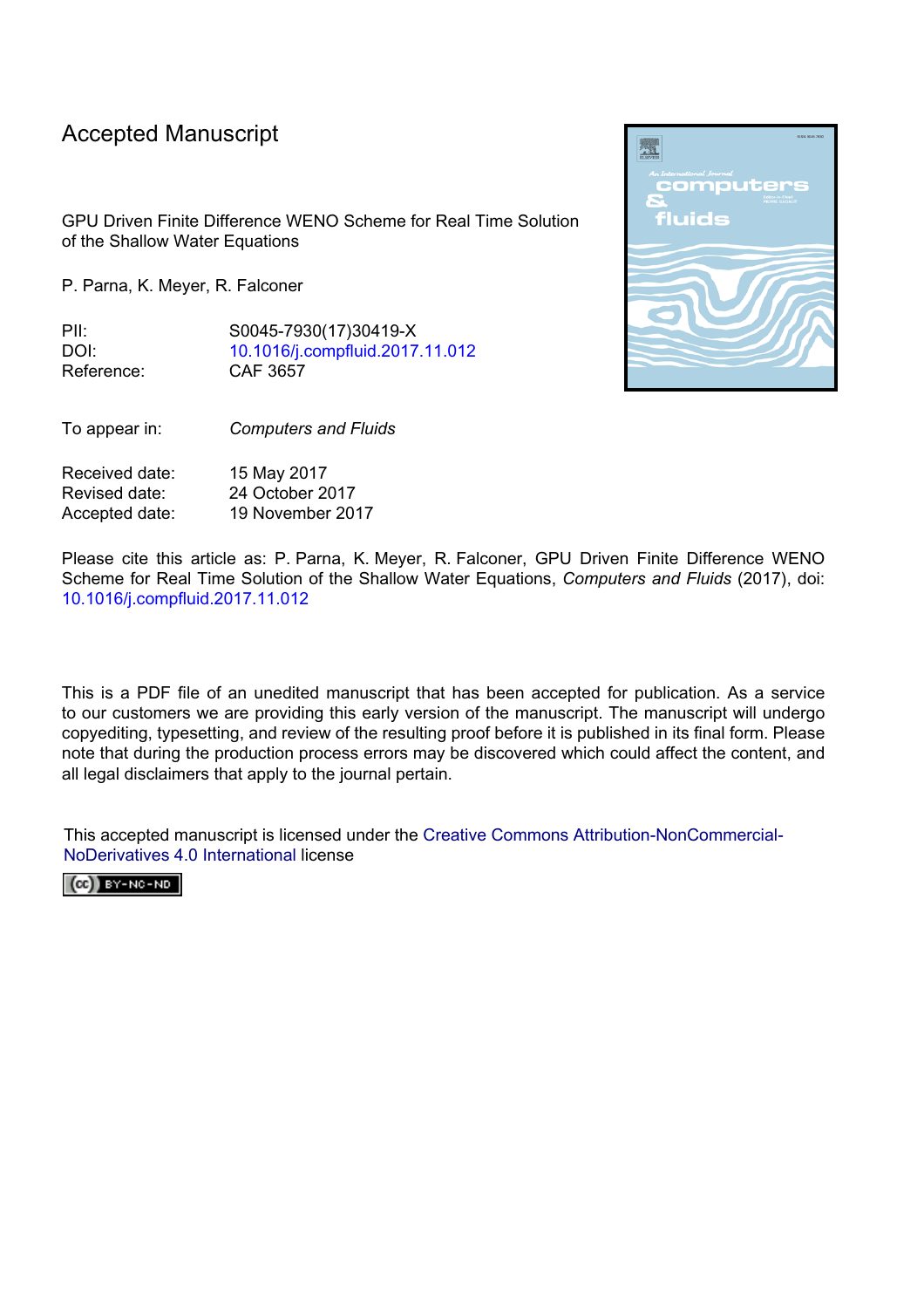# Accepted Manuscript

GPU Driven Finite Difference WENO Scheme for Real Time Solution of the Shallow Water Equations

P. Parna, K. Meyer, R. Falconer

| | |
|---|---|
| PII: | S0045-7930(17)30419-X |
| DOI: | 10.1016/j.compfluid.2017.11.012 |
| Reference: | CAF 3657 |

| | |
|---|---|
| To appear in: | *Computers and Fluids* |

| | |
|---|---|
| Received date: | 15 May 2017 |
| Revised date: | 24 October 2017 |
| Accepted date: | 19 November 2017 |

Please cite this article as: P. Parna, K. Meyer, R. Falconer, GPU Driven Finite Difference WENO Scheme for Real Time Solution of the Shallow Water Equations, *Computers and Fluids* (2017), doi: 10.1016/j.compfluid.2017.11.012

This is a PDF file of an unedited manuscript that has been accepted for publication. As a service to our customers we are providing this early version of the manuscript. The manuscript will undergo copyediting, typesetting, and review of the resulting proof before it is published in its final form. Please note that during the production process errors may be discovered which could affect the content, and all legal disclaimers that apply to the journal pertain.

This accepted manuscript is licensed under the Creative Commons Attribution-NonCommercial-NoDerivatives 4.0 International license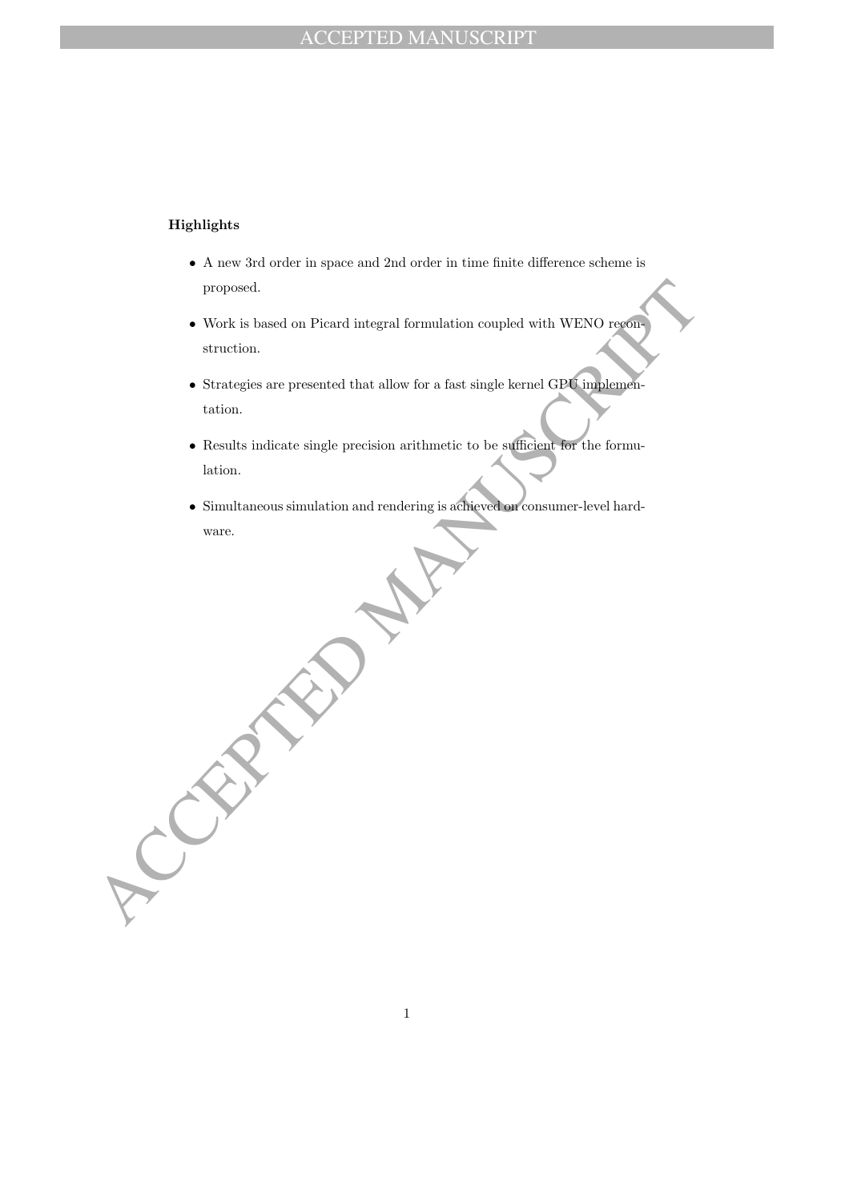**Highlights**

- A new 3rd order in space and 2nd order in time finite difference scheme is proposed.
- Work is based on Picard integral formulation coupled with WENO reconstruction.
- Strategies are presented that allow for a fast single kernel GPU implementation.
- Results indicate single precision arithmetic to be sufficient for the formulation.
- Simultaneous simulation and rendering is achieved on consumer-level hardware.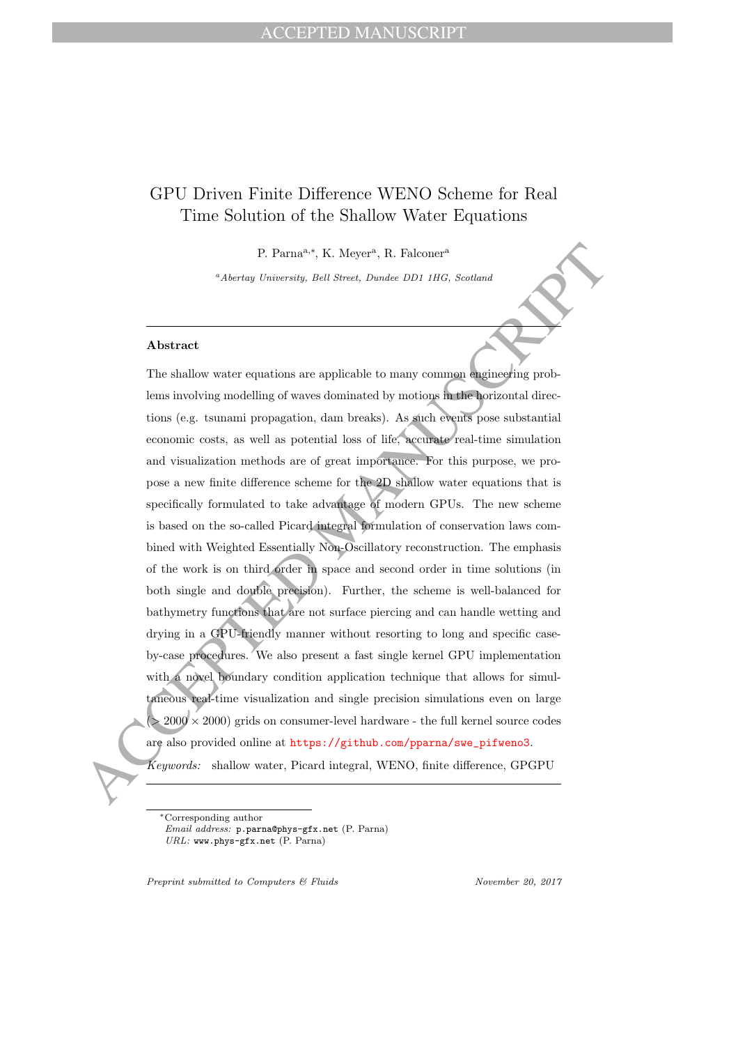# GPU Driven Finite Difference WENO Scheme for Real Time Solution of the Shallow Water Equations

P. Parna[a,*], K. Meyer[a], R. Falconer[a]

[a] *Abertay University, Bell Street, Dundee DD1 1HG, Scotland*

---

**Abstract**

The shallow water equations are applicable to many common engineering problems involving modelling of waves dominated by motions in the horizontal directions (e.g. tsunami propagation, dam breaks). As such events pose substantial economic costs, as well as potential loss of life, accurate real-time simulation and visualization methods are of great importance. For this purpose, we propose a new finite difference scheme for the 2D shallow water equations that is specifically formulated to take advantage of modern GPUs. The new scheme is based on the so-called Picard integral formulation of conservation laws combined with Weighted Essentially Non-Oscillatory reconstruction. The emphasis of the work is on third order in space and second order in time solutions (in both single and double precision). Further, the scheme is well-balanced for bathymetry functions that are not surface piercing and can handle wetting and drying in a GPU-friendly manner without resorting to long and specific case-by-case procedures. We also present a fast single kernel GPU implementation with a novel boundary condition application technique that allows for simultaneous real-time visualization and single precision simulations even on large ($> 2000 \times 2000$) grids on consumer-level hardware - the full kernel source codes are also provided online at https://github.com/pparna/swe_pifweno3.

*Keywords:* shallow water, Picard integral, WENO, finite difference, GPGPU

---

*Corresponding author
*Email address:* p.parna@phys-gfx.net (P. Parna)
*URL:* www.phys-gfx.net (P. Parna)

*Preprint submitted to Computers & Fluids* *November 20, 2017*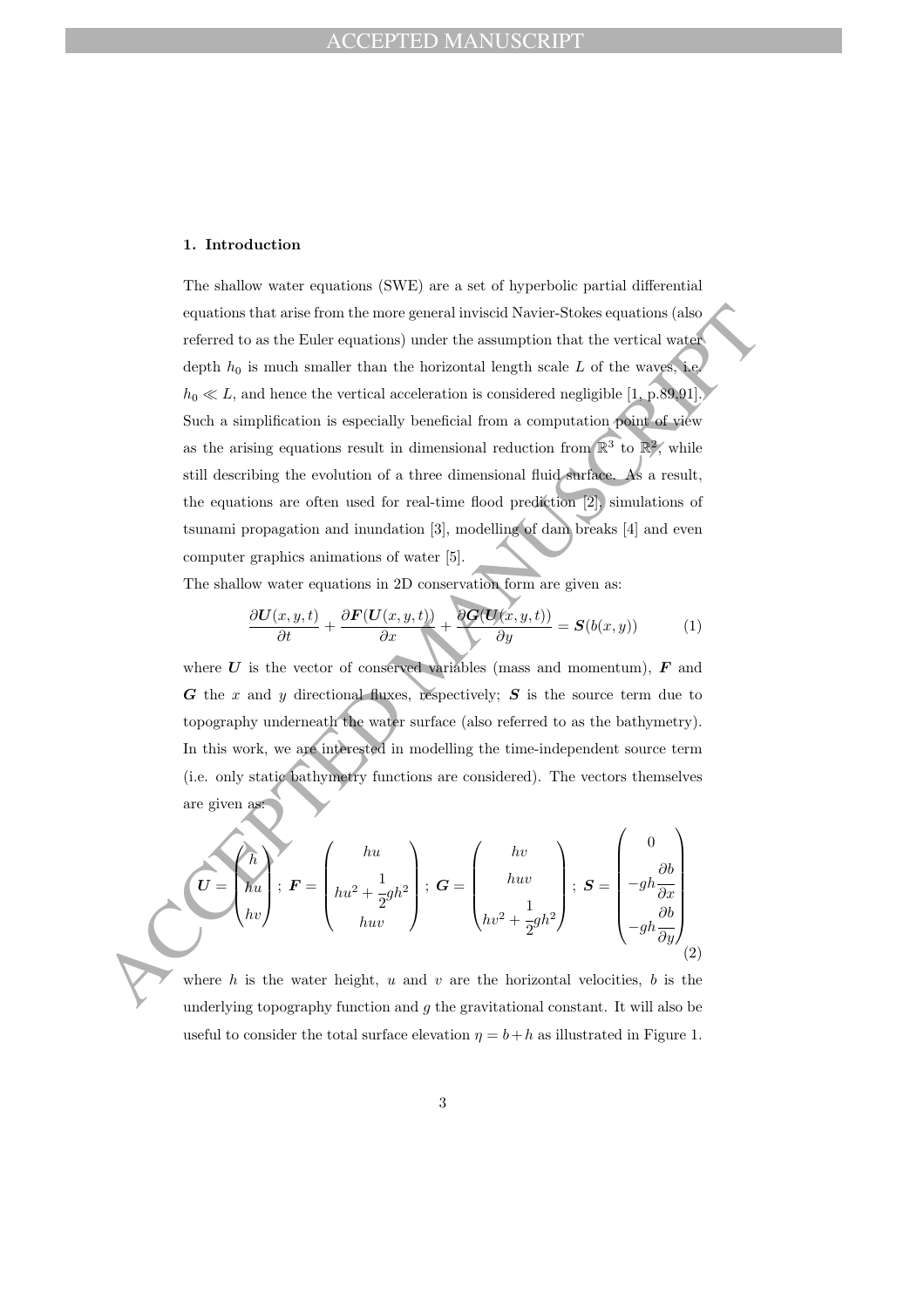## 1. Introduction

The shallow water equations (SWE) are a set of hyperbolic partial differential equations that arise from the more general inviscid Navier-Stokes equations (also referred to as the Euler equations) under the assumption that the vertical water depth $h_0$ is much smaller than the horizontal length scale $L$ of the waves, i.e. $h_0 \ll L$, and hence the vertical acceleration is considered negligible [1, p.89,91]. Such a simplification is especially beneficial from a computation point of view as the arising equations result in dimensional reduction from $\mathbb{R}^3$ to $\mathbb{R}^2$, while still describing the evolution of a three dimensional fluid surface. As a result, the equations are often used for real-time flood prediction [2], simulations of tsunami propagation and inundation [3], modelling of dam breaks [4] and even computer graphics animations of water [5].

The shallow water equations in 2D conservation form are given as:

$$\frac{\partial \boldsymbol{U}(x,y,t)}{\partial t} + \frac{\partial \boldsymbol{F}(\boldsymbol{U}(x,y,t))}{\partial x} + \frac{\partial \boldsymbol{G}(\boldsymbol{U}(x,y,t))}{\partial y} = \boldsymbol{S}(b(x,y)) \tag{1}$$

where $\boldsymbol{U}$ is the vector of conserved variables (mass and momentum), $\boldsymbol{F}$ and $\boldsymbol{G}$ the $x$ and $y$ directional fluxes, respectively; $\boldsymbol{S}$ is the source term due to topography underneath the water surface (also referred to as the bathymetry). In this work, we are interested in modelling the time-independent source term (i.e. only static bathymetry functions are considered). The vectors themselves are given as:

$$\boldsymbol{U} = \begin{pmatrix} h \\ hu \\ hv \end{pmatrix};\ \boldsymbol{F} = \begin{pmatrix} hu \\ hu^2 + \dfrac{1}{2}gh^2 \\ huv \end{pmatrix};\ \boldsymbol{G} = \begin{pmatrix} hv \\ huv \\ hv^2 + \dfrac{1}{2}gh^2 \end{pmatrix};\ \boldsymbol{S} = \begin{pmatrix} 0 \\ -gh\dfrac{\partial b}{\partial x} \\ -gh\dfrac{\partial b}{\partial y} \end{pmatrix} \tag{2}$$

where $h$ is the water height, $u$ and $v$ are the horizontal velocities, $b$ is the underlying topography function and $g$ the gravitational constant. It will also be useful to consider the total surface elevation $\eta = b + h$ as illustrated in Figure 1.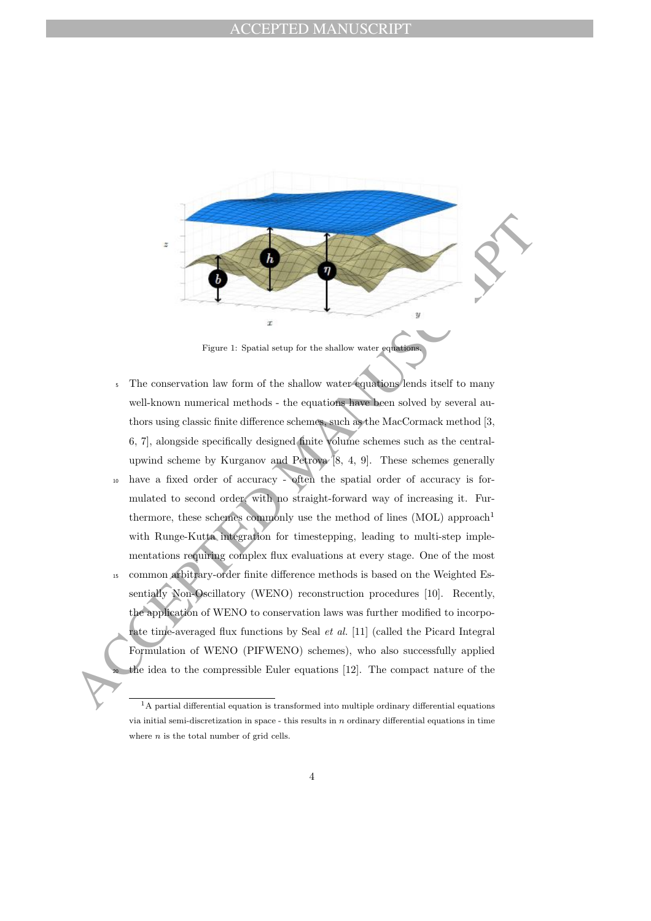Figure 1: Spatial setup for the shallow water equations.

The conservation law form of the shallow water equations lends itself to many well-known numerical methods - the equations have been solved by several authors using classic finite difference schemes, such as the MacCormack method [3, 6, 7], alongside specifically designed finite volume schemes such as the central-upwind scheme by Kurganov and Petrova [8, 4, 9]. These schemes generally have a fixed order of accuracy - often the spatial order of accuracy is formulated to second order, with no straight-forward way of increasing it. Furthermore, these schemes commonly use the method of lines (MOL) approach[1] with Runge-Kutta integration for timestepping, leading to multi-step implementations requiring complex flux evaluations at every stage. One of the most common arbitrary-order finite difference methods is based on the Weighted Essentially Non-Oscillatory (WENO) reconstruction procedures [10]. Recently, the application of WENO to conservation laws was further modified to incorporate time-averaged flux functions by Seal *et al.* [11] (called the Picard Integral Formulation of WENO (PIFWENO) schemes), who also successfully applied the idea to the compressible Euler equations [12]. The compact nature of the

[1] A partial differential equation is transformed into multiple ordinary differential equations via initial semi-discretization in space - this results in $n$ ordinary differential equations in time where $n$ is the total number of grid cells.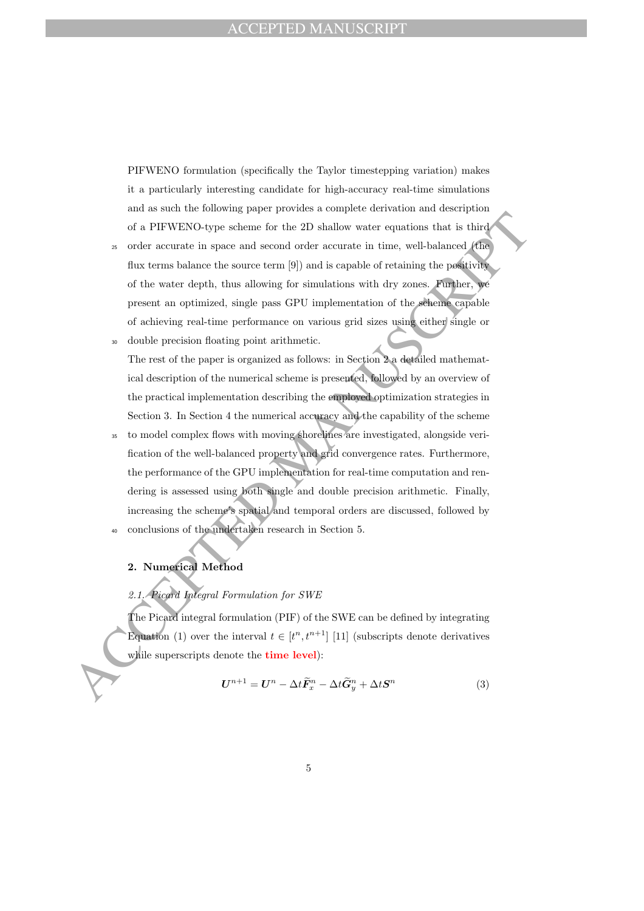PIFWENO formulation (specifically the Taylor timestepping variation) makes it a particularly interesting candidate for high-accuracy real-time simulations and as such the following paper provides a complete derivation and description of a PIFWENO-type scheme for the 2D shallow water equations that is third order accurate in space and second order accurate in time, well-balanced (the flux terms balance the source term [9]) and is capable of retaining the positivity of the water depth, thus allowing for simulations with dry zones. Further, we present an optimized, single pass GPU implementation of the scheme capable of achieving real-time performance on various grid sizes using either single or double precision floating point arithmetic.

The rest of the paper is organized as follows: in Section 2 a detailed mathematical description of the numerical scheme is presented, followed by an overview of the practical implementation describing the employed optimization strategies in Section 3. In Section 4 the numerical accuracy and the capability of the scheme to model complex flows with moving shorelines are investigated, alongside verification of the well-balanced property and grid convergence rates. Furthermore, the performance of the GPU implementation for real-time computation and rendering is assessed using both single and double precision arithmetic. Finally, increasing the scheme's spatial and temporal orders are discussed, followed by conclusions of the undertaken research in Section 5.

## 2. Numerical Method

### *2.1. Picard Integral Formulation for SWE*

The Picard integral formulation (PIF) of the SWE can be defined by integrating Equation (1) over the interval $t \in [t^n, t^{n+1}]$ [11] (subscripts denote derivatives while superscripts denote the **time level**):

$$\boldsymbol{U}^{n+1} = \boldsymbol{U}^n - \Delta t \widetilde{\boldsymbol{F}}_x^n - \Delta t \widetilde{\boldsymbol{G}}_y^n + \Delta t \boldsymbol{S}^n \tag{3}$$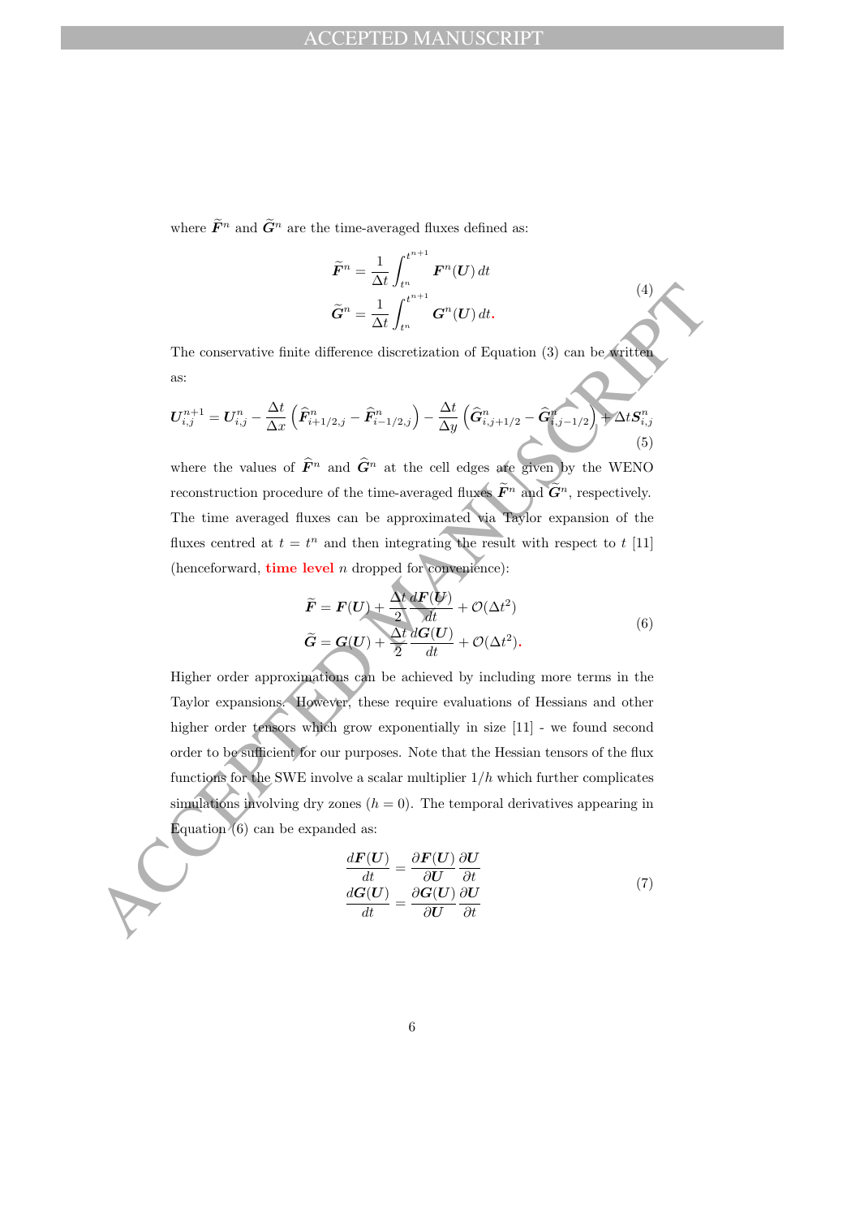where $\widetilde{\boldsymbol{F}}^n$ and $\widetilde{\boldsymbol{G}}^n$ are the time-averaged fluxes defined as:

$$
\begin{aligned}
\widetilde{\boldsymbol{F}}^n &= \frac{1}{\Delta t}\int_{t^n}^{t^{n+1}} \boldsymbol{F}^n(\boldsymbol{U})\,dt \\
\widetilde{\boldsymbol{G}}^n &= \frac{1}{\Delta t}\int_{t^n}^{t^{n+1}} \boldsymbol{G}^n(\boldsymbol{U})\,dt.
\end{aligned}
\tag{4}
$$

The conservative finite difference discretization of Equation (3) can be written as:

$$
\boldsymbol{U}_{i,j}^{n+1} = \boldsymbol{U}_{i,j}^{n} - \frac{\Delta t}{\Delta x}\left(\widehat{\boldsymbol{F}}_{i+1/2,j}^{n} - \widehat{\boldsymbol{F}}_{i-1/2,j}^{n}\right) - \frac{\Delta t}{\Delta y}\left(\widehat{\boldsymbol{G}}_{i,j+1/2}^{n} - \widehat{\boldsymbol{G}}_{i,j-1/2}^{n}\right) + \Delta t \boldsymbol{S}_{i,j}^{n}
\tag{5}
$$

where the values of $\widehat{\boldsymbol{F}}^n$ and $\widehat{\boldsymbol{G}}^n$ at the cell edges are given by the WENO reconstruction procedure of the time-averaged fluxes $\widetilde{\boldsymbol{F}}^n$ and $\widetilde{\boldsymbol{G}}^n$, respectively. The time averaged fluxes can be approximated via Taylor expansion of the fluxes centred at $t = t^n$ and then integrating the result with respect to $t$ [11] (henceforward, **time level** $n$ dropped for convenience):

$$
\begin{aligned}
\widetilde{\boldsymbol{F}} &= \boldsymbol{F}(\boldsymbol{U}) + \frac{\Delta t}{2}\frac{d\boldsymbol{F}(\boldsymbol{U})}{dt} + \mathcal{O}(\Delta t^2) \\
\widetilde{\boldsymbol{G}} &= \boldsymbol{G}(\boldsymbol{U}) + \frac{\Delta t}{2}\frac{d\boldsymbol{G}(\boldsymbol{U})}{dt} + \mathcal{O}(\Delta t^2).
\end{aligned}
\tag{6}
$$

Higher order approximations can be achieved by including more terms in the Taylor expansions. However, these require evaluations of Hessians and other higher order tensors which grow exponentially in size [11] - we found second order to be sufficient for our purposes. Note that the Hessian tensors of the flux functions for the SWE involve a scalar multiplier $1/h$ which further complicates simulations involving dry zones ($h = 0$). The temporal derivatives appearing in Equation (6) can be expanded as:

$$
\begin{aligned}
\frac{d\boldsymbol{F}(\boldsymbol{U})}{dt} &= \frac{\partial \boldsymbol{F}(\boldsymbol{U})}{\partial \boldsymbol{U}}\frac{\partial \boldsymbol{U}}{\partial t} \\
\frac{d\boldsymbol{G}(\boldsymbol{U})}{dt} &= \frac{\partial \boldsymbol{G}(\boldsymbol{U})}{\partial \boldsymbol{U}}\frac{\partial \boldsymbol{U}}{\partial t}
\end{aligned}
\tag{7}
$$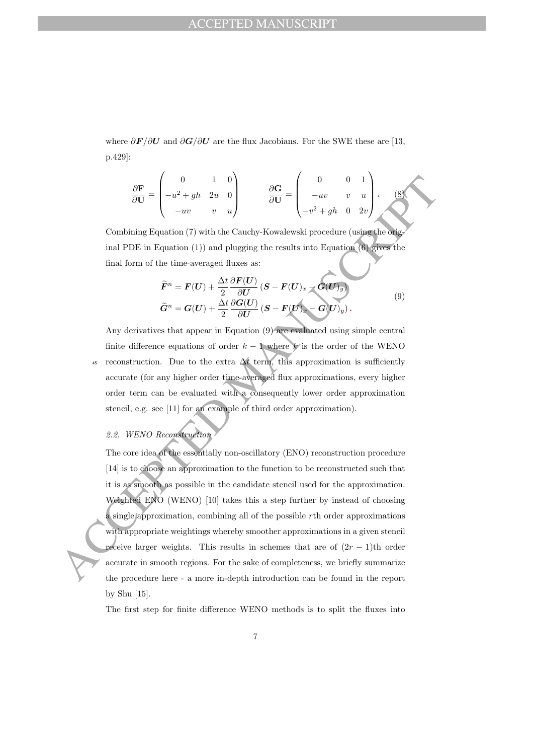where $\partial \boldsymbol{F}/\partial \boldsymbol{U}$ and $\partial \boldsymbol{G}/\partial \boldsymbol{U}$ are the flux Jacobians. For the SWE these are [13, p.429]:

$$\frac{\partial \mathbf{F}}{\partial \mathbf{U}} = \begin{pmatrix} 0 & 1 & 0 \\ -u^2 + gh & 2u & 0 \\ -uv & v & u \end{pmatrix} \qquad \frac{\partial \mathbf{G}}{\partial \mathbf{U}} = \begin{pmatrix} 0 & 0 & 1 \\ -uv & v & u \\ -v^2 + gh & 0 & 2v \end{pmatrix}. \tag{8}$$

Combining Equation (7) with the Cauchy-Kowalewski procedure (using the original PDE in Equation (1)) and plugging the results into Equation (6) gives the final form of the time-averaged fluxes as:

$$\begin{aligned} \widetilde{\boldsymbol{F}}^n &= \boldsymbol{F}(\boldsymbol{U}) + \frac{\Delta t}{2} \frac{\partial \boldsymbol{F}(\boldsymbol{U})}{\partial \boldsymbol{U}} \left( \boldsymbol{S} - \boldsymbol{F}(\boldsymbol{U})_x - \boldsymbol{G}(\boldsymbol{U})_y \right) \\ \widetilde{\boldsymbol{G}}^n &= \boldsymbol{G}(\boldsymbol{U}) + \frac{\Delta t}{2} \frac{\partial \boldsymbol{G}(\boldsymbol{U})}{\partial \boldsymbol{U}} \left( \boldsymbol{S} - \boldsymbol{F}(\boldsymbol{U})_x - \boldsymbol{G}(\boldsymbol{U})_y \right). \end{aligned} \tag{9}$$

Any derivatives that appear in Equation (9) are evaluated using simple central finite difference equations of order $k-1$ where $k$ is the order of the WENO reconstruction. Due to the extra $\Delta t$ term, this approximation is sufficiently accurate (for any higher order time-averaged flux approximations, every higher order term can be evaluated with a consequently lower order approximation stencil, e.g. see [11] for an example of third order approximation).

### 2.2. WENO Reconstruction

The core idea of the essentially non-oscillatory (ENO) reconstruction procedure [14] is to choose an approximation to the function to be reconstructed such that it is as smooth as possible in the candidate stencil used for the approximation. Weighted ENO (WENO) [10] takes this a step further by instead of choosing a single approximation, combining all of the possible $r$th order approximations with appropriate weightings whereby smoother approximations in a given stencil receive larger weights. This results in schemes that are of $(2r-1)$th order accurate in smooth regions. For the sake of completeness, we briefly summarize the procedure here - a more in-depth introduction can be found in the report by Shu [15].

The first step for finite difference WENO methods is to split the fluxes into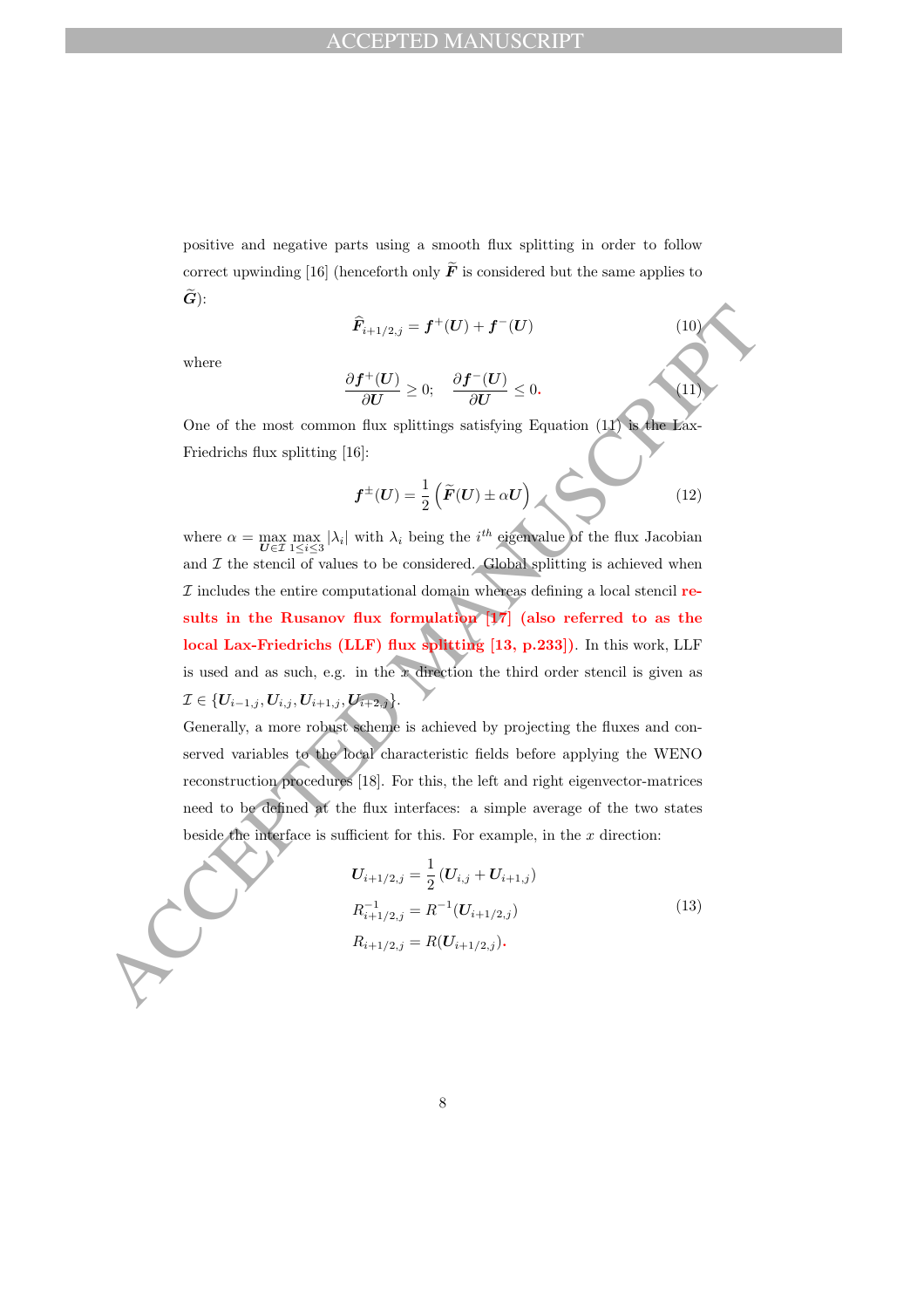positive and negative parts using a smooth flux splitting in order to follow correct upwinding [16] (henceforth only $\widetilde{\boldsymbol{F}}$ is considered but the same applies to $\widetilde{\boldsymbol{G}}$):

$$\widehat{\boldsymbol{F}}_{i+1/2,j} = \boldsymbol{f}^{+}(\boldsymbol{U}) + \boldsymbol{f}^{-}(\boldsymbol{U}) \tag{10}$$

where

$$\frac{\partial \boldsymbol{f}^{+}(\boldsymbol{U})}{\partial \boldsymbol{U}} \geq 0; \quad \frac{\partial \boldsymbol{f}^{-}(\boldsymbol{U})}{\partial \boldsymbol{U}} \leq 0. \tag{11}$$

One of the most common flux splittings satisfying Equation (11) is the Lax-Friedrichs flux splitting [16]:

$$\boldsymbol{f}^{\pm}(\boldsymbol{U}) = \frac{1}{2}\left(\widetilde{\boldsymbol{F}}(\boldsymbol{U}) \pm \alpha \boldsymbol{U}\right) \tag{12}$$

where $\alpha = \max\limits_{\boldsymbol{U}\in\mathcal{I}} \max\limits_{1\leq i\leq 3} |\lambda_i|$ with $\lambda_i$ being the $i^{th}$ eigenvalue of the flux Jacobian and $\mathcal{I}$ the stencil of values to be considered. Global splitting is achieved when $\mathcal{I}$ includes the entire computational domain whereas defining a local stencil **results in the Rusanov flux formulation [17] (also referred to as the local Lax-Friedrichs (LLF) flux splitting [13, p.233])**. In this work, LLF is used and as such, e.g. in the $x$ direction the third order stencil is given as $\mathcal{I} \in \{\boldsymbol{U}_{i-1,j}, \boldsymbol{U}_{i,j}, \boldsymbol{U}_{i+1,j}, \boldsymbol{U}_{i+2,j}\}$.

Generally, a more robust scheme is achieved by projecting the fluxes and conserved variables to the local characteristic fields before applying the WENO reconstruction procedures [18]. For this, the left and right eigenvector-matrices need to be defined at the flux interfaces: a simple average of the two states beside the interface is sufficient for this. For example, in the $x$ direction:

$$\begin{aligned}
\boldsymbol{U}_{i+1/2,j} &= \frac{1}{2}\left(\boldsymbol{U}_{i,j} + \boldsymbol{U}_{i+1,j}\right) \\
R^{-1}_{i+1/2,j} &= R^{-1}(\boldsymbol{U}_{i+1/2,j}) \\
R_{i+1/2,j} &= R(\boldsymbol{U}_{i+1/2,j}).
\end{aligned} \tag{13}$$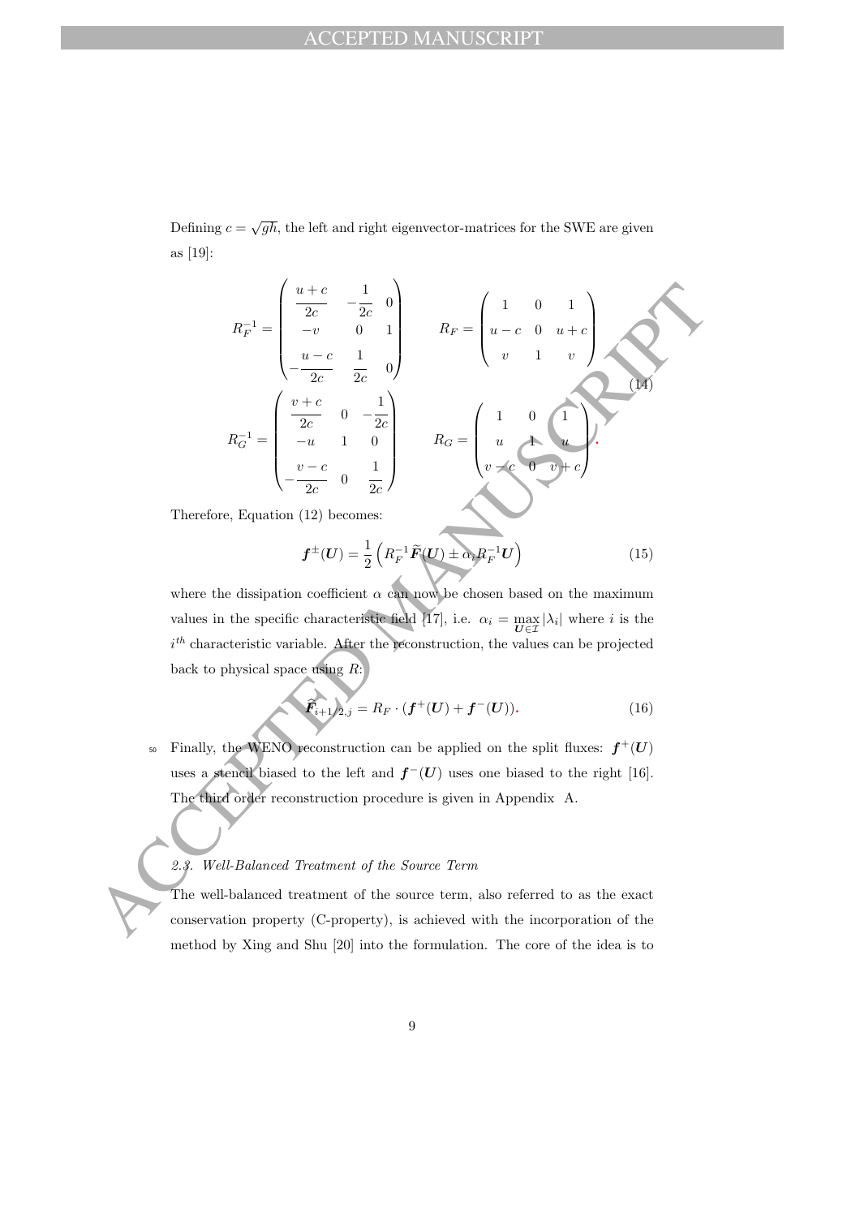Defining $c = \sqrt{gh}$, the left and right eigenvector-matrices for the SWE are given as [19]:

$$
R_F^{-1} = \begin{pmatrix} \dfrac{u+c}{2c} & -\dfrac{1}{2c} & 0 \\ -v & 0 & 1 \\ -\dfrac{u-c}{2c} & \dfrac{1}{2c} & 0 \end{pmatrix} \qquad R_F = \begin{pmatrix} 1 & 0 & 1 \\ u-c & 0 & u+c \\ v & 1 & v \end{pmatrix}
$$
$$
R_G^{-1} = \begin{pmatrix} \dfrac{v+c}{2c} & 0 & -\dfrac{1}{2c} \\ -u & 1 & 0 \\ -\dfrac{v-c}{2c} & 0 & \dfrac{1}{2c} \end{pmatrix} \qquad R_G = \begin{pmatrix} 1 & 0 & 1 \\ u & 1 & u \\ v-c & 0 & v+c \end{pmatrix}. \tag{14}
$$

Therefore, Equation (12) becomes:

$$
\boldsymbol{f}^{\pm}(\boldsymbol{U}) = \frac{1}{2}\left(R_F^{-1}\widetilde{\boldsymbol{F}}(\boldsymbol{U}) \pm \alpha_i R_F^{-1}\boldsymbol{U}\right) \tag{15}
$$

where the dissipation coefficient $\alpha$ can now be chosen based on the maximum values in the specific characteristic field [17], i.e. $\alpha_i = \max_{\boldsymbol{U}\in\mathcal{I}} |\lambda_i|$ where $i$ is the $i^{th}$ characteristic variable. After the reconstruction, the values can be projected back to physical space using $R$:

$$
\widehat{\boldsymbol{F}}_{i+1/2,j} = R_F \cdot (\boldsymbol{f}^{+}(\boldsymbol{U}) + \boldsymbol{f}^{-}(\boldsymbol{U})). \tag{16}
$$

Finally, the WENO reconstruction can be applied on the split fluxes: $\boldsymbol{f}^{+}(\boldsymbol{U})$ uses a stencil biased to the left and $\boldsymbol{f}^{-}(\boldsymbol{U})$ uses one biased to the right [16]. The third order reconstruction procedure is given in Appendix A.

### *2.3. Well-Balanced Treatment of the Source Term*

The well-balanced treatment of the source term, also referred to as the exact conservation property (C-property), is achieved with the incorporation of the method by Xing and Shu [20] into the formulation. The core of the idea is to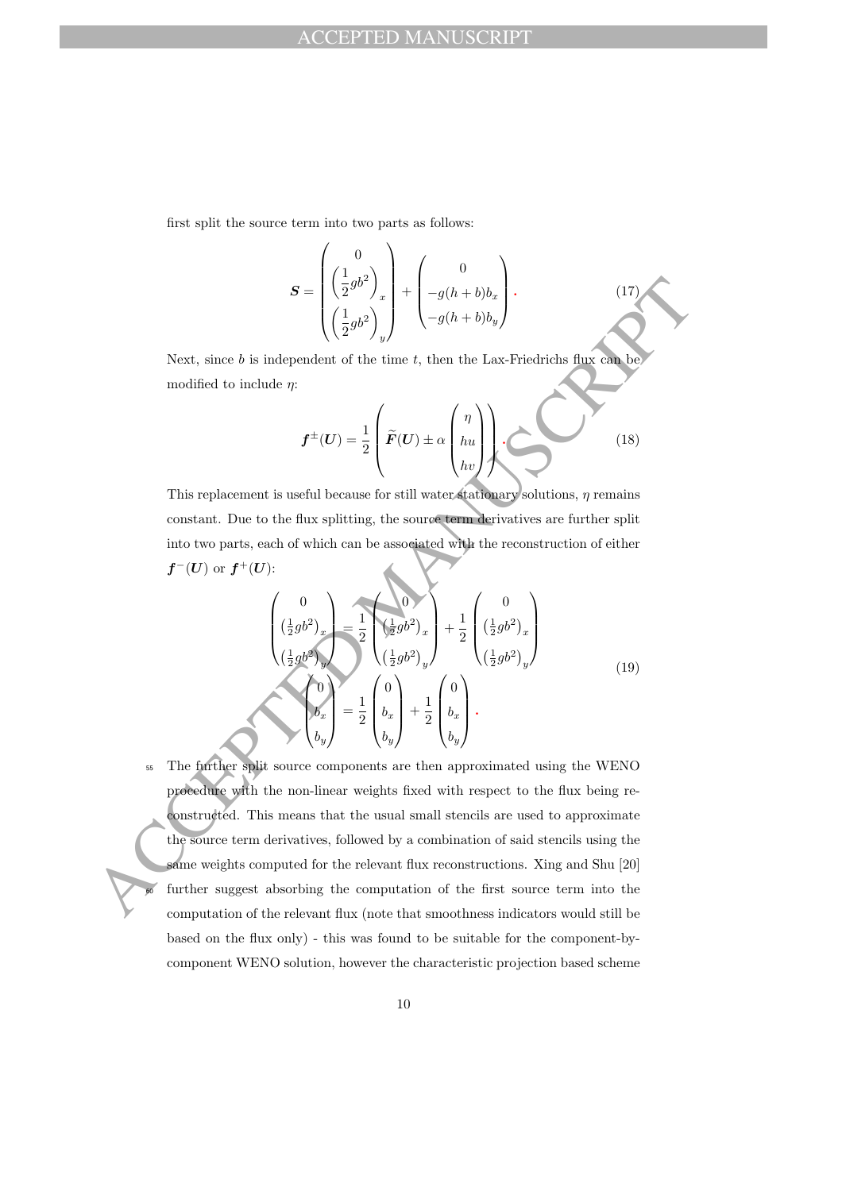first split the source term into two parts as follows:

$$\boldsymbol{S} = \begin{pmatrix} 0 \\ \left(\frac{1}{2}gb^2\right)_x \\ \left(\frac{1}{2}gb^2\right)_y \end{pmatrix} + \begin{pmatrix} 0 \\ -g(h+b)b_x \\ -g(h+b)b_y \end{pmatrix}. \tag{17}$$

Next, since $b$ is independent of the time $t$, then the Lax-Friedrichs flux can be modified to include $\eta$:

$$\boldsymbol{f}^{\pm}(\boldsymbol{U}) = \frac{1}{2}\left(\widetilde{\boldsymbol{F}}(\boldsymbol{U}) \pm \alpha \begin{pmatrix} \eta \\ hu \\ hv \end{pmatrix}\right). \tag{18}$$

This replacement is useful because for still water stationary solutions, $\eta$ remains constant. Due to the flux splitting, the source term derivatives are further split into two parts, each of which can be associated with the reconstruction of either $\boldsymbol{f}^{-}(\boldsymbol{U})$ or $\boldsymbol{f}^{+}(\boldsymbol{U})$:

$$\begin{gathered}
\begin{pmatrix} 0 \\ \left(\frac{1}{2}gb^2\right)_x \\ \left(\frac{1}{2}gb^2\right)_y \end{pmatrix} = \frac{1}{2}\begin{pmatrix} 0 \\ \left(\frac{1}{2}gb^2\right)_x \\ \left(\frac{1}{2}gb^2\right)_y \end{pmatrix} + \frac{1}{2}\begin{pmatrix} 0 \\ \left(\frac{1}{2}gb^2\right)_x \\ \left(\frac{1}{2}gb^2\right)_y \end{pmatrix} \\
\begin{pmatrix} 0 \\ b_x \\ b_y \end{pmatrix} = \frac{1}{2}\begin{pmatrix} 0 \\ b_x \\ b_y \end{pmatrix} + \frac{1}{2}\begin{pmatrix} 0 \\ b_x \\ b_y \end{pmatrix}.
\end{gathered} \tag{19}$$

The further split source components are then approximated using the WENO procedure with the non-linear weights fixed with respect to the flux being reconstructed. This means that the usual small stencils are used to approximate the source term derivatives, followed by a combination of said stencils using the same weights computed for the relevant flux reconstructions. Xing and Shu [20] further suggest absorbing the computation of the first source term into the computation of the relevant flux (note that smoothness indicators would still be based on the flux only) - this was found to be suitable for the component-by-component WENO solution, however the characteristic projection based scheme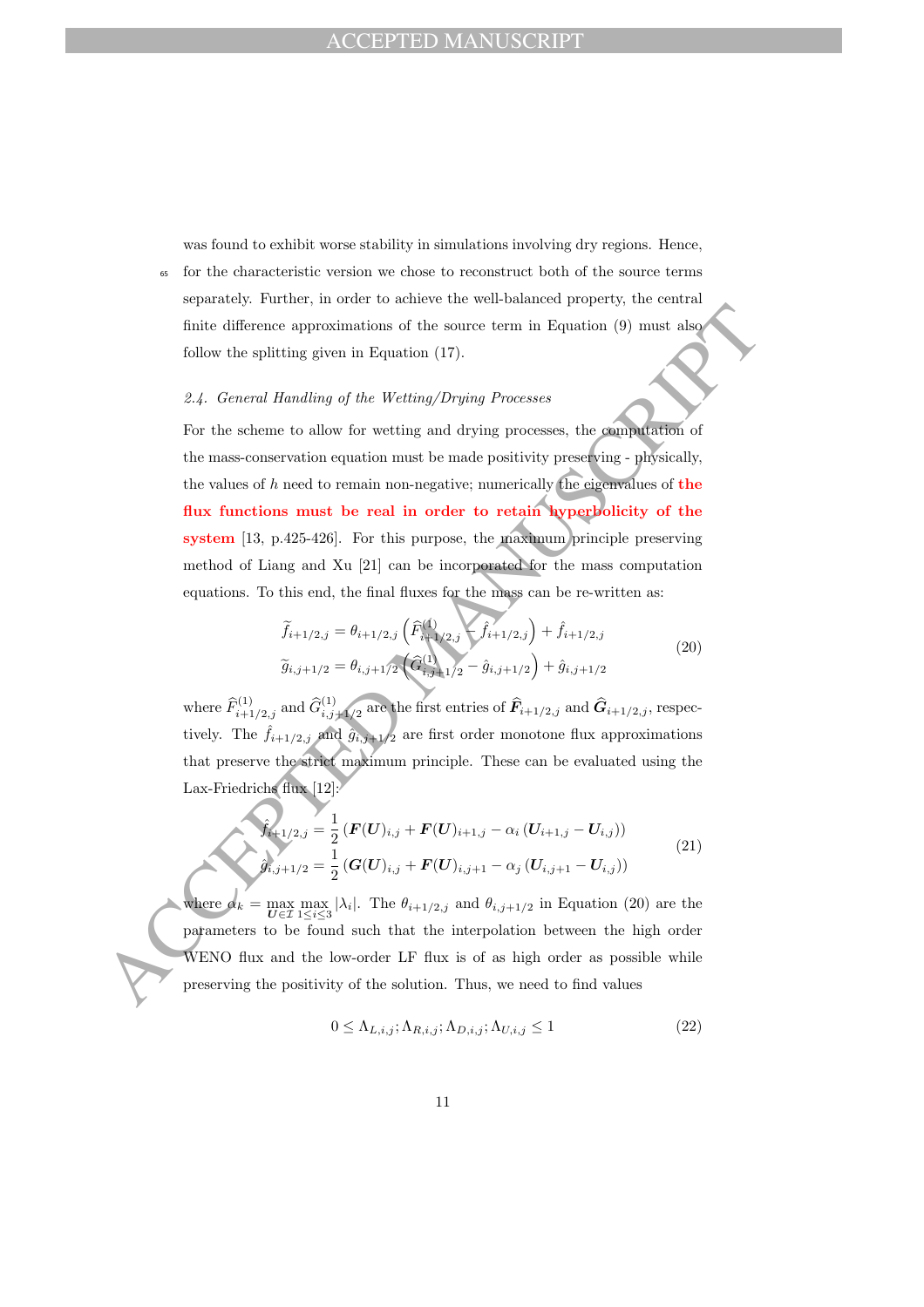was found to exhibit worse stability in simulations involving dry regions. Hence, for the characteristic version we chose to reconstruct both of the source terms separately. Further, in order to achieve the well-balanced property, the central finite difference approximations of the source term in Equation (9) must also follow the splitting given in Equation (17).

### *2.4. General Handling of the Wetting/Drying Processes*

For the scheme to allow for wetting and drying processes, the computation of the mass-conservation equation must be made positivity preserving - physically, the values of $h$ need to remain non-negative; numerically the eigenvalues of **the flux functions must be real in order to retain hyperbolicity of the system** [13, p.425-426]. For this purpose, the maximum principle preserving method of Liang and Xu [21] can be incorporated for the mass computation equations. To this end, the final fluxes for the mass can be re-written as:

$$
\begin{aligned}
\widetilde{f}_{i+1/2,j} &= \theta_{i+1/2,j}\left(\widehat{F}^{(1)}_{i+1/2,j} - \hat{f}_{i+1/2,j}\right) + \hat{f}_{i+1/2,j} \\
\widetilde{g}_{i,j+1/2} &= \theta_{i,j+1/2}\left(\widehat{G}^{(1)}_{i,j+1/2} - \hat{g}_{i,j+1/2}\right) + \hat{g}_{i,j+1/2}
\end{aligned}
\tag{20}
$$

where $\widehat{F}^{(1)}_{i+1/2,j}$ and $\widehat{G}^{(1)}_{i,j+1/2}$ are the first entries of $\widehat{\boldsymbol{F}}_{i+1/2,j}$ and $\widehat{\boldsymbol{G}}_{i+1/2,j}$, respectively. The $\hat{f}_{i+1/2,j}$ and $\hat{g}_{i,j+1/2}$ are first order monotone flux approximations that preserve the strict maximum principle. These can be evaluated using the Lax-Friedrichs flux [12]:

$$
\begin{aligned}
\hat{f}_{i+1/2,j} &= \frac{1}{2}\left(\boldsymbol{F}(\boldsymbol{U})_{i,j} + \boldsymbol{F}(\boldsymbol{U})_{i+1,j} - \alpha_i\left(\boldsymbol{U}_{i+1,j} - \boldsymbol{U}_{i,j}\right)\right) \\
\hat{g}_{i,j+1/2} &= \frac{1}{2}\left(\boldsymbol{G}(\boldsymbol{U})_{i,j} + \boldsymbol{F}(\boldsymbol{U})_{i,j+1} - \alpha_j\left(\boldsymbol{U}_{i,j+1} - \boldsymbol{U}_{i,j}\right)\right)
\end{aligned}
\tag{21}
$$

where $\alpha_k = \max\limits_{\boldsymbol{U}\in\mathcal{I}} \max\limits_{1\leq i\leq 3} |\lambda_i|$. The $\theta_{i+1/2,j}$ and $\theta_{i,j+1/2}$ in Equation (20) are the parameters to be found such that the interpolation between the high order WENO flux and the low-order LF flux is of as high order as possible while preserving the positivity of the solution. Thus, we need to find values

$$
0 \leq \Lambda_{L,i,j}; \Lambda_{R,i,j}; \Lambda_{D,i,j}; \Lambda_{U,i,j} \leq 1 \tag{22}
$$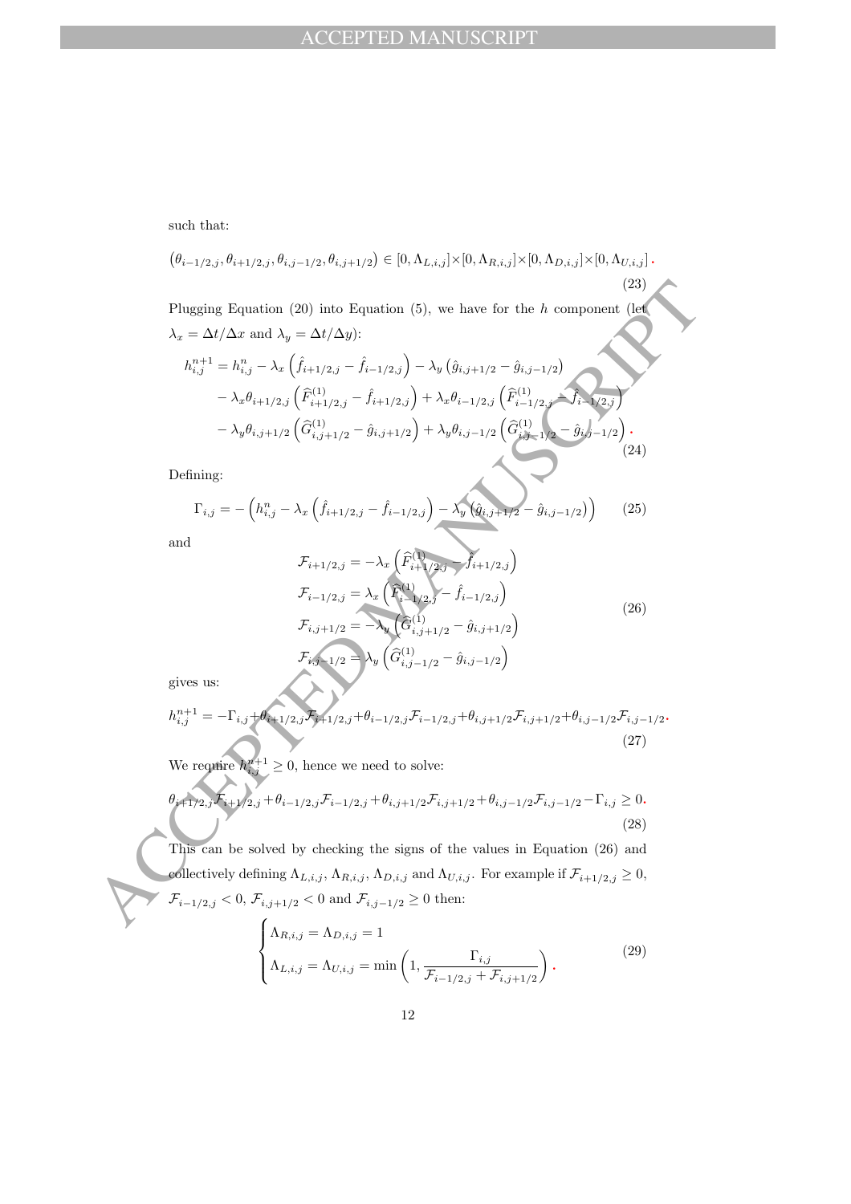such that:

$$\left(\theta_{i-1/2,j}, \theta_{i+1/2,j}, \theta_{i,j-1/2}, \theta_{i,j+1/2}\right) \in [0, \Lambda_{L,i,j}] \times [0, \Lambda_{R,i,j}] \times [0, \Lambda_{D,i,j}] \times [0, \Lambda_{U,i,j}]. \tag{23}$$

Plugging Equation (20) into Equation (5), we have for the $h$ component (let $\lambda_x = \Delta t/\Delta x$ and $\lambda_y = \Delta t/\Delta y$):

$$\begin{aligned}
h_{i,j}^{n+1} &= h_{i,j}^{n} - \lambda_x \left(\hat{f}_{i+1/2,j} - \hat{f}_{i-1/2,j}\right) - \lambda_y \left(\hat{g}_{i,j+1/2} - \hat{g}_{i,j-1/2}\right) \\
&\quad - \lambda_x \theta_{i+1/2,j} \left(\widehat{F}_{i+1/2,j}^{(1)} - \hat{f}_{i+1/2,j}\right) + \lambda_x \theta_{i-1/2,j} \left(\widehat{F}_{i-1/2,j}^{(1)} - \hat{f}_{i-1/2,j}\right) \\
&\quad - \lambda_y \theta_{i,j+1/2} \left(\widehat{G}_{i,j+1/2}^{(1)} - \hat{g}_{i,j+1/2}\right) + \lambda_y \theta_{i,j-1/2} \left(\widehat{G}_{i,j-1/2}^{(1)} - \hat{g}_{i,j-1/2}\right).
\end{aligned} \tag{24}$$

Defining:

$$\Gamma_{i,j} = -\left(h_{i,j}^{n} - \lambda_x \left(\hat{f}_{i+1/2,j} - \hat{f}_{i-1/2,j}\right) - \lambda_y \left(\hat{g}_{i,j+1/2} - \hat{g}_{i,j-1/2}\right)\right) \tag{25}$$

and

$$\begin{aligned}
\mathcal{F}_{i+1/2,j} &= -\lambda_x \left(\widehat{F}_{i+1/2,j}^{(1)} - \hat{f}_{i+1/2,j}\right) \\
\mathcal{F}_{i-1/2,j} &= \lambda_x \left(\widehat{F}_{i-1/2,j}^{(1)} - \hat{f}_{i-1/2,j}\right) \\
\mathcal{F}_{i,j+1/2} &= -\lambda_y \left(\widehat{G}_{i,j+1/2}^{(1)} - \hat{g}_{i,j+1/2}\right) \\
\mathcal{F}_{i,j-1/2} &= \lambda_y \left(\widehat{G}_{i,j-1/2}^{(1)} - \hat{g}_{i,j-1/2}\right)
\end{aligned} \tag{26}$$

gives us:

$$h_{i,j}^{n+1} = -\Gamma_{i,j} + \theta_{i+1/2,j}\mathcal{F}_{i+1/2,j} + \theta_{i-1/2,j}\mathcal{F}_{i-1/2,j} + \theta_{i,j+1/2}\mathcal{F}_{i,j+1/2} + \theta_{i,j-1/2}\mathcal{F}_{i,j-1/2}. \tag{27}$$

We require $h_{i,j}^{n+1} \geq 0$, hence we need to solve:

$$\theta_{i+1/2,j}\mathcal{F}_{i+1/2,j} + \theta_{i-1/2,j}\mathcal{F}_{i-1/2,j} + \theta_{i,j+1/2}\mathcal{F}_{i,j+1/2} + \theta_{i,j-1/2}\mathcal{F}_{i,j-1/2} - \Gamma_{i,j} \geq 0. \tag{28}$$

This can be solved by checking the signs of the values in Equation (26) and collectively defining $\Lambda_{L,i,j}$, $\Lambda_{R,i,j}$, $\Lambda_{D,i,j}$ and $\Lambda_{U,i,j}$. For example if $\mathcal{F}_{i+1/2,j} \geq 0$, $\mathcal{F}_{i-1/2,j} < 0$, $\mathcal{F}_{i,j+1/2} < 0$ and $\mathcal{F}_{i,j-1/2} \geq 0$ then:

$$\begin{cases}
\Lambda_{R,i,j} = \Lambda_{D,i,j} = 1 \\
\Lambda_{L,i,j} = \Lambda_{U,i,j} = \min\left(1, \dfrac{\Gamma_{i,j}}{\mathcal{F}_{i-1/2,j} + \mathcal{F}_{i,j+1/2}}\right).
\end{cases} \tag{29}$$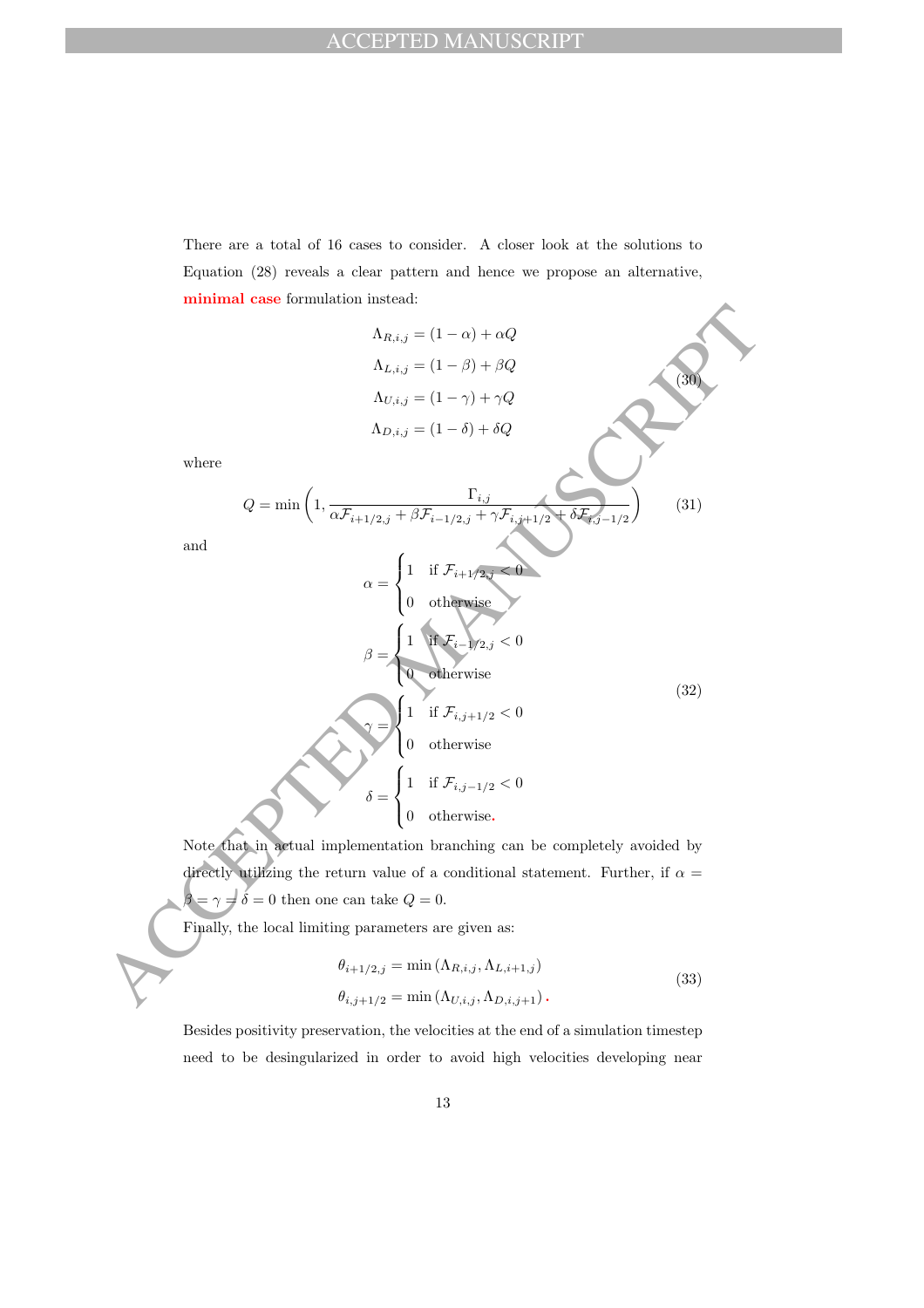There are a total of 16 cases to consider. A closer look at the solutions to Equation (28) reveals a clear pattern and hence we propose an alternative, **minimal case** formulation instead:

$$
\begin{aligned}
\Lambda_{R,i,j} &= (1-\alpha) + \alpha Q \\
\Lambda_{L,i,j} &= (1-\beta) + \beta Q \\
\Lambda_{U,i,j} &= (1-\gamma) + \gamma Q \\
\Lambda_{D,i,j} &= (1-\delta) + \delta Q
\end{aligned}
\tag{30}
$$

where

$$
Q = \min\left(1, \frac{\Gamma_{i,j}}{\alpha \mathcal{F}_{i+1/2,j} + \beta \mathcal{F}_{i-1/2,j} + \gamma \mathcal{F}_{i,j+1/2} + \delta \mathcal{F}_{i,j-1/2}}\right) \tag{31}
$$

and

$$
\begin{aligned}
\alpha &= \begin{cases} 1 & \text{if } \mathcal{F}_{i+1/2,j} < 0 \\ 0 & \text{otherwise} \end{cases} \\
\beta &= \begin{cases} 1 & \text{if } \mathcal{F}_{i-1/2,j} < 0 \\ 0 & \text{otherwise} \end{cases} \\
\gamma &= \begin{cases} 1 & \text{if } \mathcal{F}_{i,j+1/2} < 0 \\ 0 & \text{otherwise} \end{cases} \\
\delta &= \begin{cases} 1 & \text{if } \mathcal{F}_{i,j-1/2} < 0 \\ 0 & \text{otherwise.} \end{cases}
\end{aligned}
\tag{32}
$$

Note that in actual implementation branching can be completely avoided by directly utilizing the return value of a conditional statement. Further, if $\alpha = \beta = \gamma = \delta = 0$ then one can take $Q = 0$.

Finally, the local limiting parameters are given as:

$$
\begin{aligned}
\theta_{i+1/2,j} &= \min\left(\Lambda_{R,i,j}, \Lambda_{L,i+1,j}\right) \\
\theta_{i,j+1/2} &= \min\left(\Lambda_{U,i,j}, \Lambda_{D,i,j+1}\right).
\end{aligned}
\tag{33}
$$

Besides positivity preservation, the velocities at the end of a simulation timestep need to be desingularized in order to avoid high velocities developing near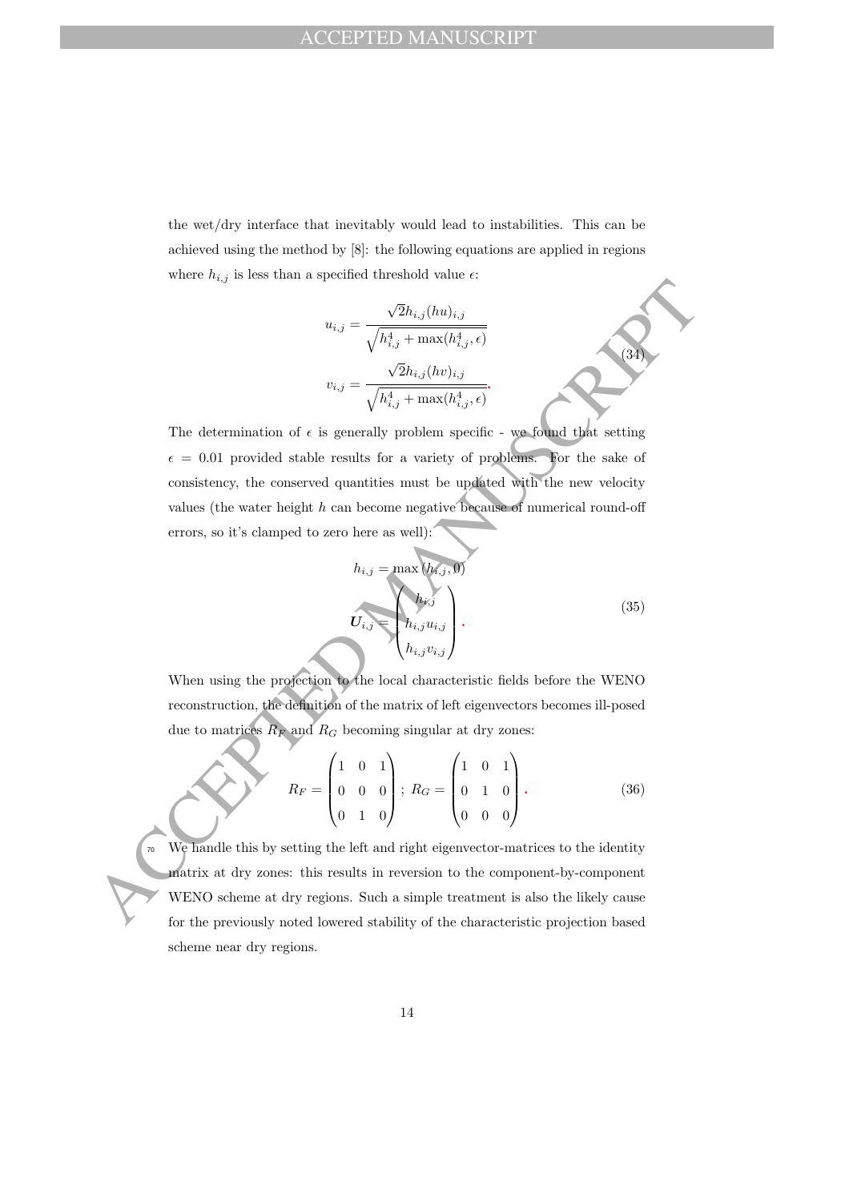the wet/dry interface that inevitably would lead to instabilities. This can be achieved using the method by [8]: the following equations are applied in regions where $h_{i,j}$ is less than a specified threshold value $\epsilon$:

$$
\begin{aligned}
u_{i,j} &= \frac{\sqrt{2} h_{i,j} (hu)_{i,j}}{\sqrt{h_{i,j}^4 + \max(h_{i,j}^4, \epsilon)}} \\
v_{i,j} &= \frac{\sqrt{2} h_{i,j} (hv)_{i,j}}{\sqrt{h_{i,j}^4 + \max(h_{i,j}^4, \epsilon)}}.
\end{aligned}
\tag{34}
$$

The determination of $\epsilon$ is generally problem specific - we found that setting $\epsilon = 0.01$ provided stable results for a variety of problems. For the sake of consistency, the conserved quantities must be updated with the new velocity values (the water height $h$ can become negative because of numerical round-off errors, so it's clamped to zero here as well):

$$
\begin{aligned}
h_{i,j} &= \max(h_{i,j}, 0) \\
\boldsymbol{U}_{i,j} &= \begin{pmatrix} h_{i,j} \\ h_{i,j} u_{i,j} \\ h_{i,j} v_{i,j} \end{pmatrix}.
\end{aligned}
\tag{35}
$$

When using the projection to the local characteristic fields before the WENO reconstruction, the definition of the matrix of left eigenvectors becomes ill-posed due to matrices $R_F$ and $R_G$ becoming singular at dry zones:

$$
R_F = \begin{pmatrix} 1 & 0 & 1 \\ 0 & 0 & 0 \\ 0 & 1 & 0 \end{pmatrix}; \; R_G = \begin{pmatrix} 1 & 0 & 1 \\ 0 & 1 & 0 \\ 0 & 0 & 0 \end{pmatrix}.
\tag{36}
$$

We handle this by setting the left and right eigenvector-matrices to the identity matrix at dry zones: this results in reversion to the component-by-component WENO scheme at dry regions. Such a simple treatment is also the likely cause for the previously noted lowered stability of the characteristic projection based scheme near dry regions.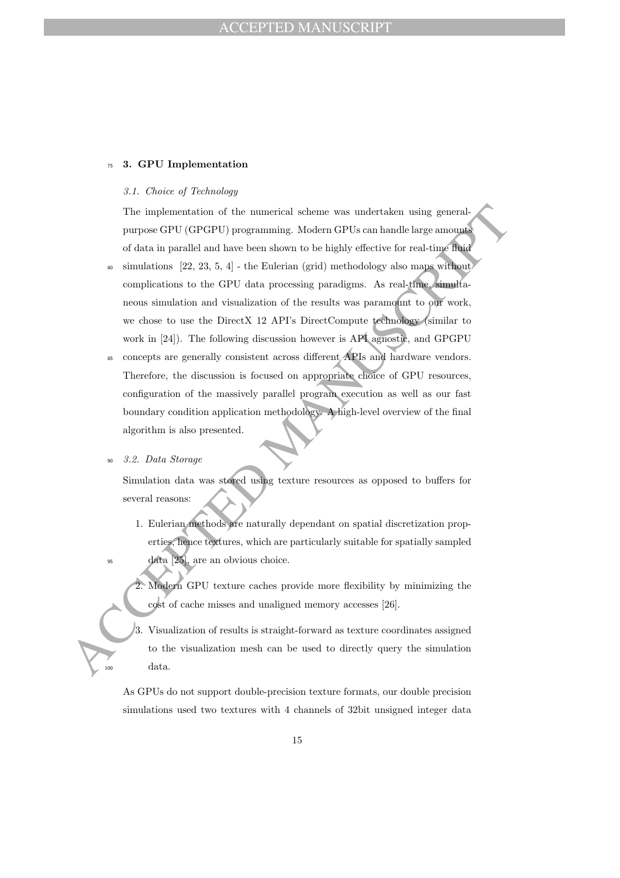## 3. GPU Implementation

### *3.1. Choice of Technology*

The implementation of the numerical scheme was undertaken using general-purpose GPU (GPGPU) programming. Modern GPUs can handle large amounts of data in parallel and have been shown to be highly effective for real-time fluid simulations [22, 23, 5, 4] - the Eulerian (grid) methodology also maps without complications to the GPU data processing paradigms. As real-time, simultaneous simulation and visualization of the results was paramount to our work, we chose to use the DirectX 12 API's DirectCompute technology (similar to work in [24]). The following discussion however is API agnostic, and GPGPU concepts are generally consistent across different APIs and hardware vendors. Therefore, the discussion is focused on appropriate choice of GPU resources, configuration of the massively parallel program execution as well as our fast boundary condition application methodology. A high-level overview of the final algorithm is also presented.

### *3.2. Data Storage*

Simulation data was stored using texture resources as opposed to buffers for several reasons:

1. Eulerian methods are naturally dependant on spatial discretization properties, hence textures, which are particularly suitable for spatially sampled data [25], are an obvious choice.
2. Modern GPU texture caches provide more flexibility by minimizing the cost of cache misses and unaligned memory accesses [26].
3. Visualization of results is straight-forward as texture coordinates assigned to the visualization mesh can be used to directly query the simulation data.

As GPUs do not support double-precision texture formats, our double precision simulations used two textures with 4 channels of 32bit unsigned integer data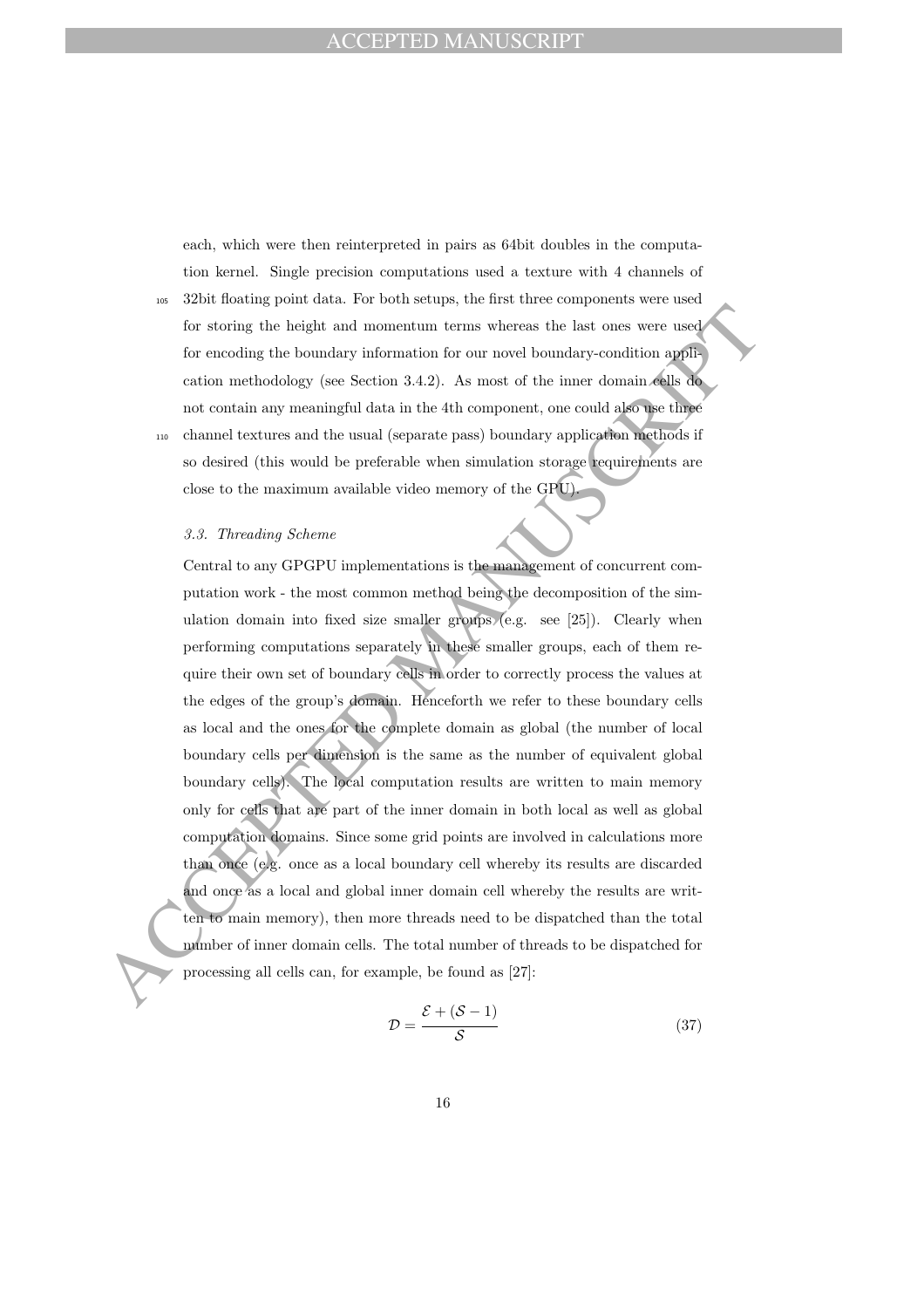each, which were then reinterpreted in pairs as 64bit doubles in the computation kernel. Single precision computations used a texture with 4 channels of 32bit floating point data. For both setups, the first three components were used for storing the height and momentum terms whereas the last ones were used for encoding the boundary information for our novel boundary-condition application methodology (see Section 3.4.2). As most of the inner domain cells do not contain any meaningful data in the 4th component, one could also use three channel textures and the usual (separate pass) boundary application methods if so desired (this would be preferable when simulation storage requirements are close to the maximum available video memory of the GPU).

### 3.3. Threading Scheme

Central to any GPGPU implementations is the management of concurrent computation work - the most common method being the decomposition of the simulation domain into fixed size smaller groups (e.g. see [25]). Clearly when performing computations separately in these smaller groups, each of them require their own set of boundary cells in order to correctly process the values at the edges of the group's domain. Henceforth we refer to these boundary cells as local and the ones for the complete domain as global (the number of local boundary cells per dimension is the same as the number of equivalent global boundary cells). The local computation results are written to main memory only for cells that are part of the inner domain in both local as well as global computation domains. Since some grid points are involved in calculations more than once (e.g. once as a local boundary cell whereby its results are discarded and once as a local and global inner domain cell whereby the results are written to main memory), then more threads need to be dispatched than the total number of inner domain cells. The total number of threads to be dispatched for processing all cells can, for example, be found as [27]:

$$\mathcal{D} = \frac{\mathcal{E} + (\mathcal{S} - 1)}{\mathcal{S}} \tag{37}$$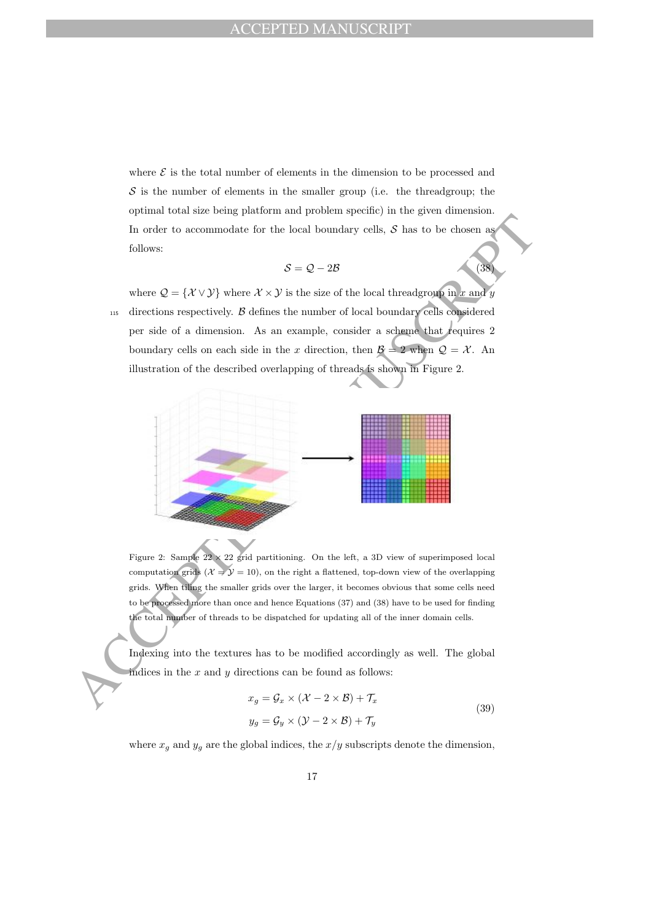where $\mathcal{E}$ is the total number of elements in the dimension to be processed and $\mathcal{S}$ is the number of elements in the smaller group (i.e. the threadgroup; the optimal total size being platform and problem specific) in the given dimension. In order to accommodate for the local boundary cells, $\mathcal{S}$ has to be chosen as follows:

$$\mathcal{S} = \mathcal{Q} - 2\mathcal{B} \tag{38}$$

where $\mathcal{Q} = \{\mathcal{X} \vee \mathcal{Y}\}$ where $\mathcal{X} \times \mathcal{Y}$ is the size of the local threadgroup in $x$ and $y$ directions respectively. $\mathcal{B}$ defines the number of local boundary cells considered per side of a dimension. As an example, consider a scheme that requires 2 boundary cells on each side in the $x$ direction, then $\mathcal{B} = 2$ when $\mathcal{Q} = \mathcal{X}$. An illustration of the described overlapping of threads is shown in Figure 2.

Figure 2: Sample $22 \times 22$ grid partitioning. On the left, a 3D view of superimposed local computation grids ($\mathcal{X} = \mathcal{Y} = 10$), on the right a flattened, top-down view of the overlapping grids. When tiling the smaller grids over the larger, it becomes obvious that some cells need to be processed more than once and hence Equations (37) and (38) have to be used for finding the total number of threads to be dispatched for updating all of the inner domain cells.

Indexing into the textures has to be modified accordingly as well. The global indices in the $x$ and $y$ directions can be found as follows:

$$\begin{aligned} x_g &= \mathcal{G}_x \times (\mathcal{X} - 2 \times \mathcal{B}) + \mathcal{T}_x \\ y_g &= \mathcal{G}_y \times (\mathcal{Y} - 2 \times \mathcal{B}) + \mathcal{T}_y \end{aligned} \tag{39}$$

where $x_g$ and $y_g$ are the global indices, the $x/y$ subscripts denote the dimension,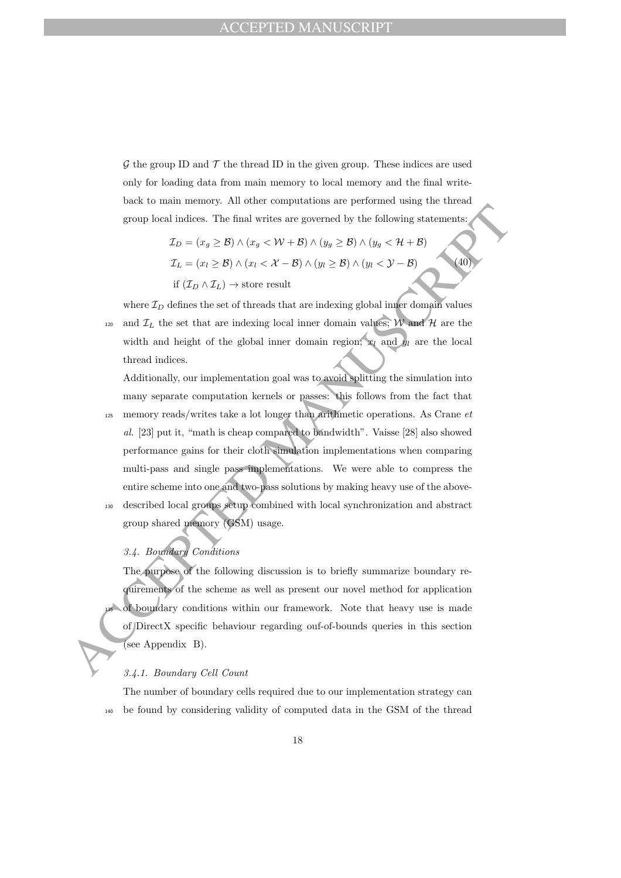$\mathcal{G}$ the group ID and $\mathcal{T}$ the thread ID in the given group. These indices are used only for loading data from main memory to local memory and the final write-back to main memory. All other computations are performed using the thread group local indices. The final writes are governed by the following statements:

$$
\begin{aligned}
\mathcal{I}_D &= (x_g \geq \mathcal{B}) \wedge (x_g < \mathcal{W} + \mathcal{B}) \wedge (y_g \geq \mathcal{B}) \wedge (y_g < \mathcal{H} + \mathcal{B}) \\
\mathcal{I}_L &= (x_l \geq \mathcal{B}) \wedge (x_l < \mathcal{X} - \mathcal{B}) \wedge (y_l \geq \mathcal{B}) \wedge (y_l < \mathcal{Y} - \mathcal{B}) \\
&\text{if } (\mathcal{I}_D \wedge \mathcal{I}_L) \rightarrow \text{store result}
\end{aligned}
\tag{40}
$$

where $\mathcal{I}_D$ defines the set of threads that are indexing global inner domain values and $\mathcal{I}_L$ the set that are indexing local inner domain values; $\mathcal{W}$ and $\mathcal{H}$ are the width and height of the global inner domain region; $x_l$ and $y_l$ are the local thread indices.

Additionally, our implementation goal was to avoid splitting the simulation into many separate computation kernels or passes: this follows from the fact that memory reads/writes take a lot longer than arithmetic operations. As Crane *et al.* [23] put it, "math is cheap compared to bandwidth". Vaisse [28] also showed performance gains for their cloth simulation implementations when comparing multi-pass and single pass implementations. We were able to compress the entire scheme into one and two-pass solutions by making heavy use of the above-described local groups setup combined with local synchronization and abstract group shared memory (GSM) usage.

### *3.4. Boundary Conditions*

The purpose of the following discussion is to briefly summarize boundary requirements of the scheme as well as present our novel method for application of boundary conditions within our framework. Note that heavy use is made of DirectX specific behaviour regarding ouf-of-bounds queries in this section (see Appendix B).

#### *3.4.1. Boundary Cell Count*

The number of boundary cells required due to our implementation strategy can be found by considering validity of computed data in the GSM of the thread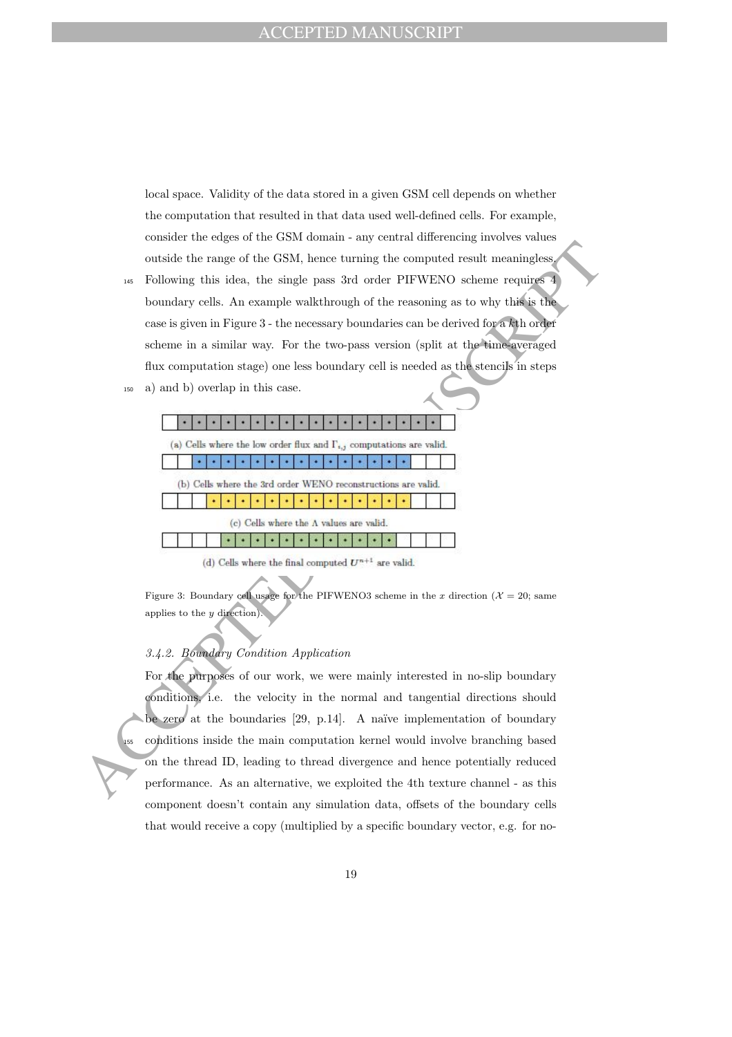local space. Validity of the data stored in a given GSM cell depends on whether the computation that resulted in that data used well-defined cells. For example, consider the edges of the GSM domain - any central differencing involves values outside the range of the GSM, hence turning the computed result meaningless. Following this idea, the single pass 3rd order PIFWENO scheme requires 4 boundary cells. An example walkthrough of the reasoning as to why this is the case is given in Figure 3 - the necessary boundaries can be derived for a $k$th order scheme in a similar way. For the two-pass version (split at the time-averaged flux computation stage) one less boundary cell is needed as the stencils in steps a) and b) overlap in this case.

(a) Cells where the low order flux and $\Gamma_{i,j}$ computations are valid.

(b) Cells where the 3rd order WENO reconstructions are valid.

(c) Cells where the $\Lambda$ values are valid.

(d) Cells where the final computed $U^{n+1}$ are valid.

Figure 3: Boundary cell usage for the PIFWENO3 scheme in the $x$ direction ($\mathcal{X} = 20$; same applies to the $y$ direction).

#### 3.4.2. Boundary Condition Application

For the purposes of our work, we were mainly interested in no-slip boundary conditions, i.e. the velocity in the normal and tangential directions should be zero at the boundaries [29, p.14]. A naïve implementation of boundary conditions inside the main computation kernel would involve branching based on the thread ID, leading to thread divergence and hence potentially reduced performance. As an alternative, we exploited the 4th texture channel - as this component doesn't contain any simulation data, offsets of the boundary cells that would receive a copy (multiplied by a specific boundary vector, e.g. for no-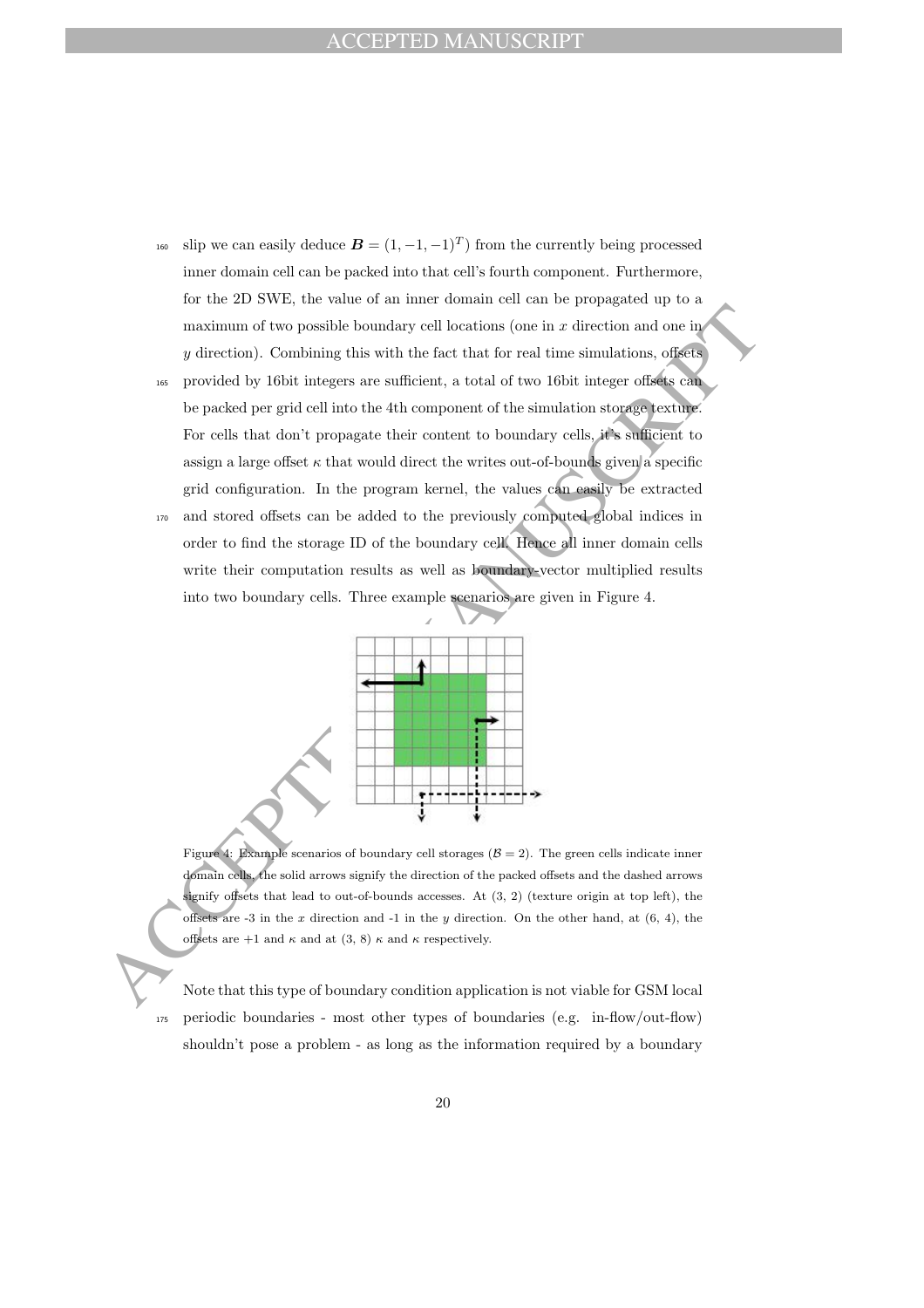slip we can easily deduce $\boldsymbol{B} = (1, -1, -1)^T$) from the currently being processed inner domain cell can be packed into that cell's fourth component. Furthermore, for the 2D SWE, the value of an inner domain cell can be propagated up to a maximum of two possible boundary cell locations (one in $x$ direction and one in $y$ direction). Combining this with the fact that for real time simulations, offsets provided by 16bit integers are sufficient, a total of two 16bit integer offsets can be packed per grid cell into the 4th component of the simulation storage texture. For cells that don't propagate their content to boundary cells, it's sufficient to assign a large offset $\kappa$ that would direct the writes out-of-bounds given a specific grid configuration. In the program kernel, the values can easily be extracted and stored offsets can be added to the previously computed global indices in order to find the storage ID of the boundary cell. Hence all inner domain cells write their computation results as well as boundary-vector multiplied results into two boundary cells. Three example scenarios are given in Figure 4.

Figure 4: Example scenarios of boundary cell storages ($\mathcal{B} = 2$). The green cells indicate inner domain cells, the solid arrows signify the direction of the packed offsets and the dashed arrows signify offsets that lead to out-of-bounds accesses. At (3, 2) (texture origin at top left), the offsets are -3 in the $x$ direction and -1 in the $y$ direction. On the other hand, at (6, 4), the offsets are +1 and $\kappa$ and at (3, 8) $\kappa$ and $\kappa$ respectively.

Note that this type of boundary condition application is not viable for GSM local periodic boundaries - most other types of boundaries (e.g. in-flow/out-flow) shouldn't pose a problem - as long as the information required by a boundary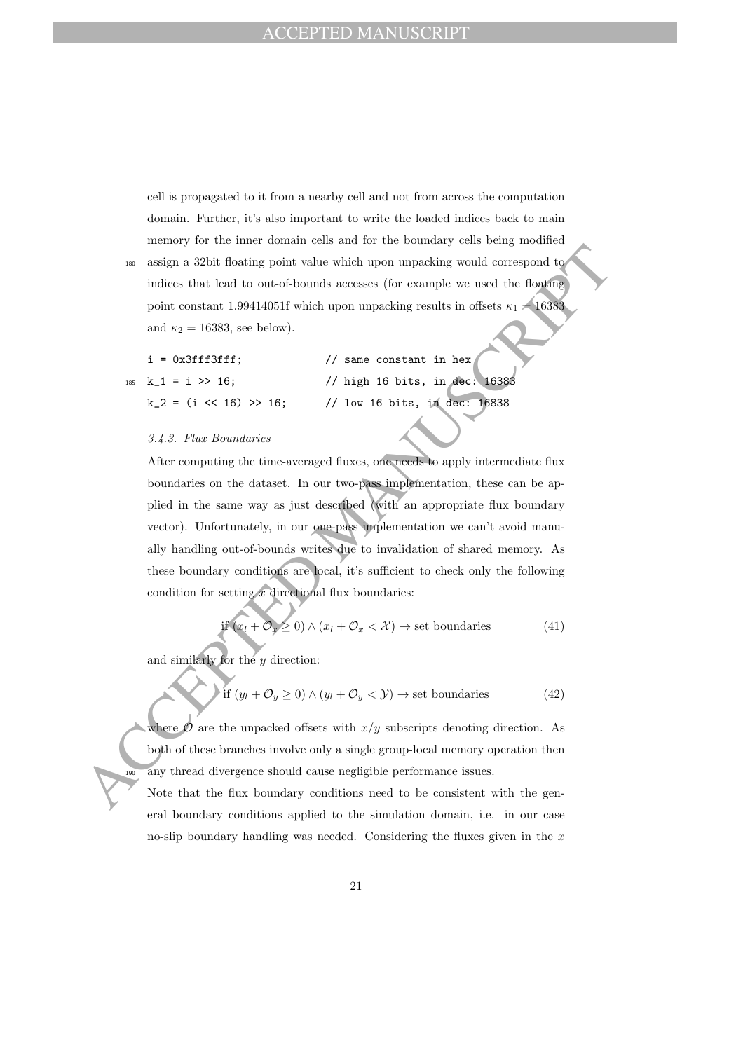cell is propagated to it from a nearby cell and not from across the computation domain. Further, it's also important to write the loaded indices back to main memory for the inner domain cells and for the boundary cells being modified assign a 32bit floating point value which upon unpacking would correspond to indices that lead to out-of-bounds accesses (for example we used the floating point constant 1.99414051f which upon unpacking results in offsets $\kappa_1 = 16383$ and $\kappa_2 = 16383$, see below).

```
i = 0x3fff3fff;              // same constant in hex
k_1 = i >> 16;               // high 16 bits, in dec: 16383
k_2 = (i << 16) >> 16;       // low 16 bits, in dec: 16838
```

#### 3.4.3. Flux Boundaries

After computing the time-averaged fluxes, one needs to apply intermediate flux boundaries on the dataset. In our two-pass implementation, these can be applied in the same way as just described (with an appropriate flux boundary vector). Unfortunately, in our one-pass implementation we can't avoid manually handling out-of-bounds writes due to invalidation of shared memory. As these boundary conditions are local, it's sufficient to check only the following condition for setting $x$ directional flux boundaries:

$$\text{if } (x_l + \mathcal{O}_x \geq 0) \wedge (x_l + \mathcal{O}_x < \mathcal{X}) \rightarrow \text{set boundaries} \tag{41}$$

and similarly for the $y$ direction:

$$\text{if } (y_l + \mathcal{O}_y \geq 0) \wedge (y_l + \mathcal{O}_y < \mathcal{Y}) \rightarrow \text{set boundaries} \tag{42}$$

where $\mathcal{O}$ are the unpacked offsets with $x/y$ subscripts denoting direction. As both of these branches involve only a single group-local memory operation then any thread divergence should cause negligible performance issues.

Note that the flux boundary conditions need to be consistent with the general boundary conditions applied to the simulation domain, i.e. in our case no-slip boundary handling was needed. Considering the fluxes given in the $x$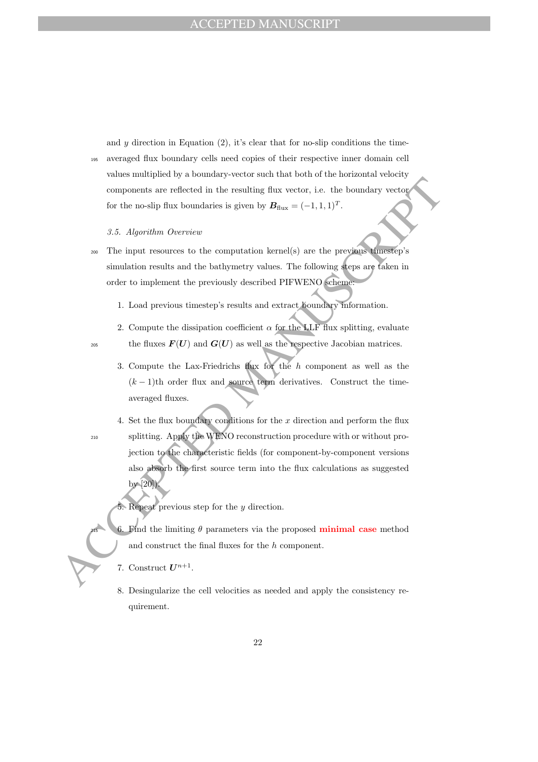and $y$ direction in Equation (2), it's clear that for no-slip conditions the time-averaged flux boundary cells need copies of their respective inner domain cell values multiplied by a boundary-vector such that both of the horizontal velocity components are reflected in the resulting flux vector, i.e. the boundary vector for the no-slip flux boundaries is given by $\boldsymbol{B}_{\text{flux}} = (-1, 1, 1)^T$.

### *3.5. Algorithm Overview*

The input resources to the computation kernel(s) are the previous timestep's simulation results and the bathymetry values. The following steps are taken in order to implement the previously described PIFWENO scheme:

1. Load previous timestep's results and extract boundary information.
2. Compute the dissipation coefficient $\alpha$ for the LLF flux splitting, evaluate the fluxes $\boldsymbol{F}(\boldsymbol{U})$ and $\boldsymbol{G}(\boldsymbol{U})$ as well as the respective Jacobian matrices.
3. Compute the Lax-Friedrichs flux for the $h$ component as well as the $(k-1)$th order flux and source term derivatives. Construct the time-averaged fluxes.
4. Set the flux boundary conditions for the $x$ direction and perform the flux splitting. Apply the WENO reconstruction procedure with or without projection to the characteristic fields (for component-by-component versions also absorb the first source term into the flux calculations as suggested by [20]).
5. Repeat previous step for the $y$ direction.
6. Find the limiting $\theta$ parameters via the proposed **minimal case** method and construct the final fluxes for the $h$ component.
7. Construct $\boldsymbol{U}^{n+1}$.
8. Desingularize the cell velocities as needed and apply the consistency requirement.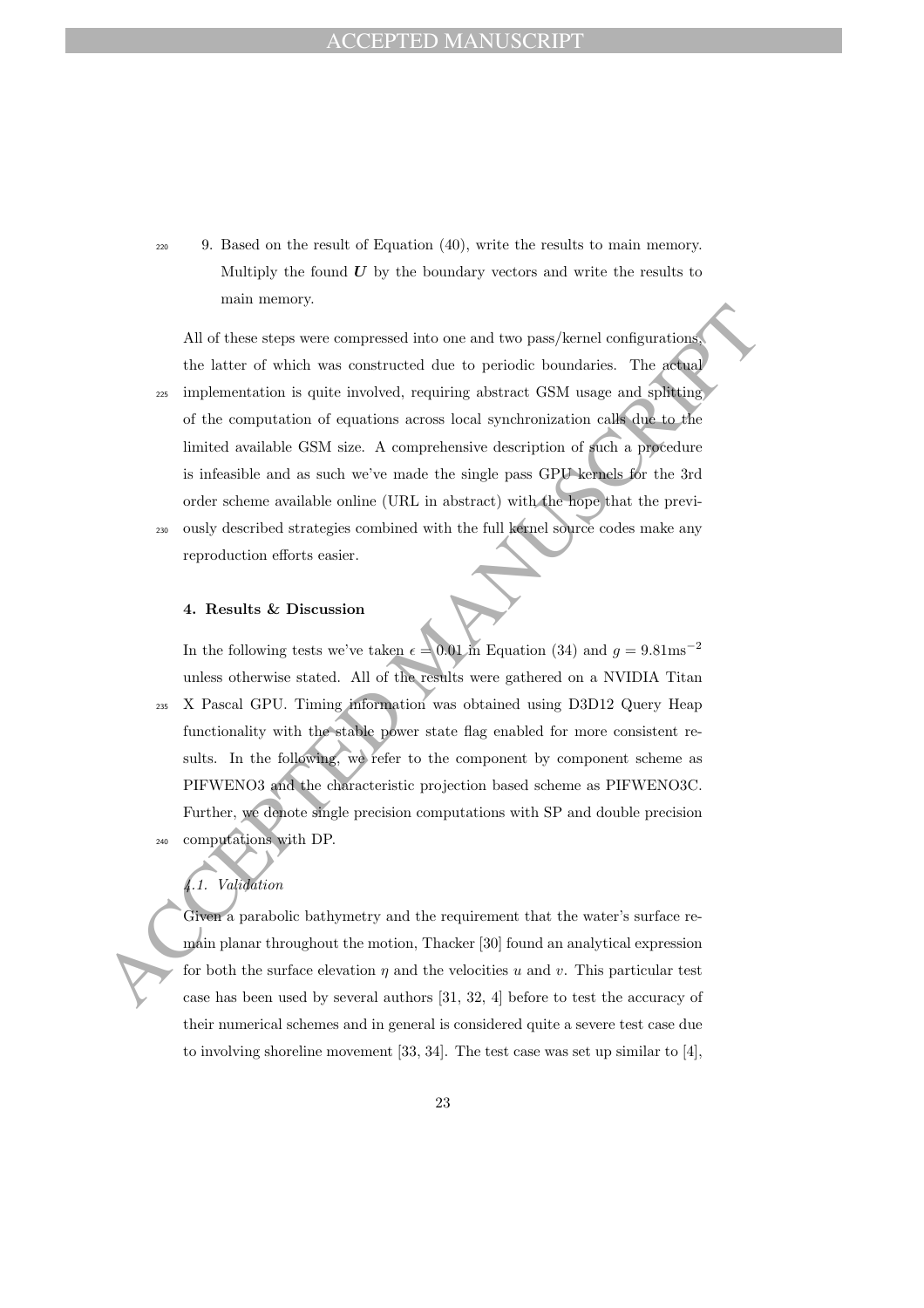9. Based on the result of Equation (40), write the results to main memory. Multiply the found $\boldsymbol{U}$ by the boundary vectors and write the results to main memory.

All of these steps were compressed into one and two pass/kernel configurations, the latter of which was constructed due to periodic boundaries. The actual implementation is quite involved, requiring abstract GSM usage and splitting of the computation of equations across local synchronization calls due to the limited available GSM size. A comprehensive description of such a procedure is infeasible and as such we've made the single pass GPU kernels for the 3rd order scheme available online (URL in abstract) with the hope that the previously described strategies combined with the full kernel source codes make any reproduction efforts easier.

## 4. Results & Discussion

In the following tests we've taken $\epsilon = 0.01$ in Equation (34) and $g = 9.81\text{ms}^{-2}$ unless otherwise stated. All of the results were gathered on a NVIDIA Titan X Pascal GPU. Timing information was obtained using D3D12 Query Heap functionality with the stable power state flag enabled for more consistent results. In the following, we refer to the component by component scheme as PIFWENO3 and the characteristic projection based scheme as PIFWENO3C. Further, we denote single precision computations with SP and double precision computations with DP.

### *4.1. Validation*

Given a parabolic bathymetry and the requirement that the water's surface remain planar throughout the motion, Thacker [30] found an analytical expression for both the surface elevation $\eta$ and the velocities $u$ and $v$. This particular test case has been used by several authors [31, 32, 4] before to test the accuracy of their numerical schemes and in general is considered quite a severe test case due to involving shoreline movement [33, 34]. The test case was set up similar to [4],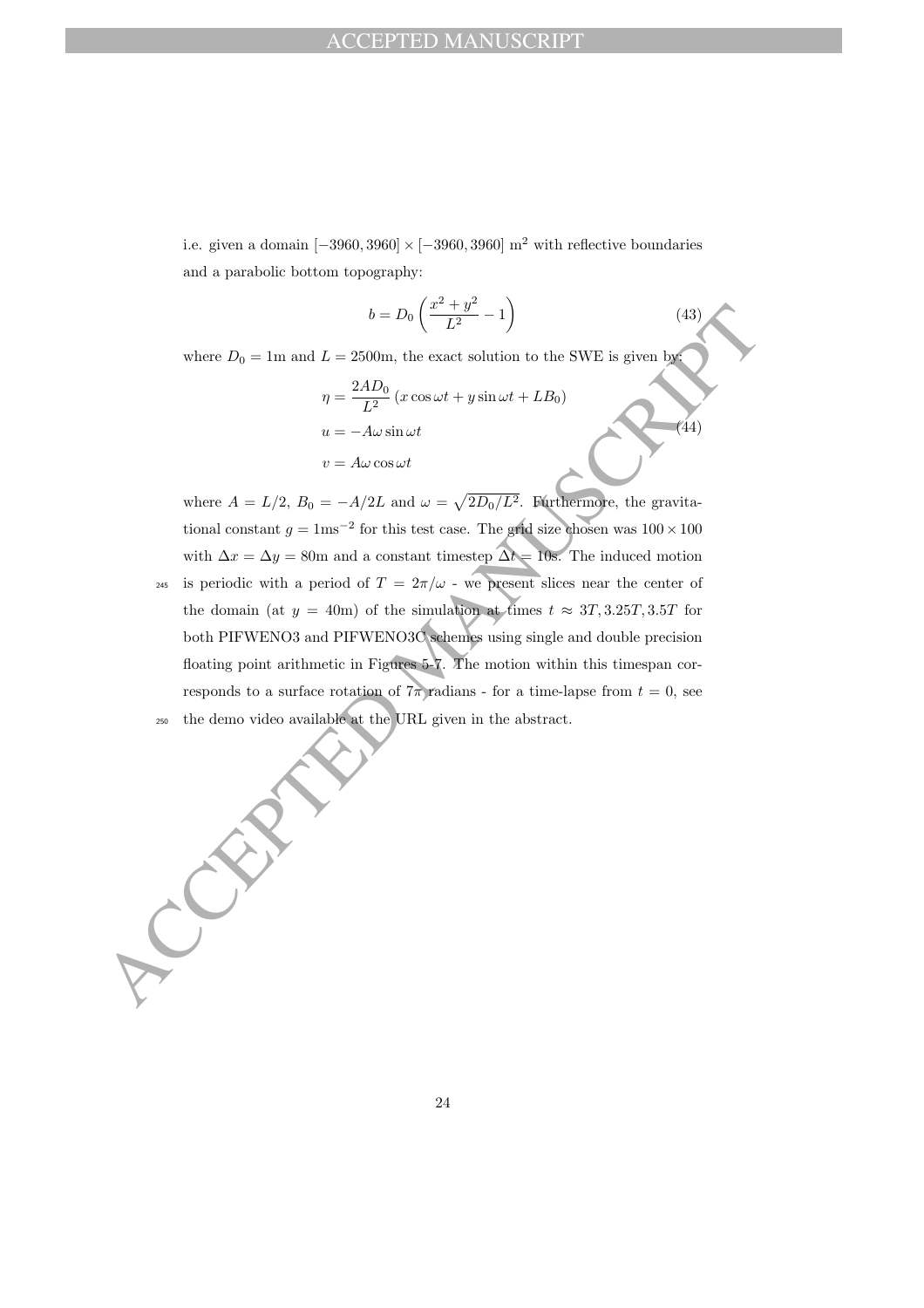i.e. given a domain $[-3960, 3960] \times [-3960, 3960]$ m$^2$ with reflective boundaries and a parabolic bottom topography:

$$b = D_0 \left( \frac{x^2 + y^2}{L^2} - 1 \right) \tag{43}$$

where $D_0 = 1$m and $L = 2500$m, the exact solution to the SWE is given by:

$$\begin{aligned} \eta &= \frac{2AD_0}{L^2} \left( x \cos \omega t + y \sin \omega t + LB_0 \right) \\ u &= -A\omega \sin \omega t \\ v &= A\omega \cos \omega t \end{aligned} \tag{44}$$

where $A = L/2$, $B_0 = -A/2L$ and $\omega = \sqrt{2D_0/L^2}$. Furthermore, the gravitational constant $g = 1\text{ms}^{-2}$ for this test case. The grid size chosen was $100 \times 100$ with $\Delta x = \Delta y = 80$m and a constant timestep $\Delta t = 10$s. The induced motion is periodic with a period of $T = 2\pi/\omega$ - we present slices near the center of the domain (at $y = 40$m) of the simulation at times $t \approx 3T, 3.25T, 3.5T$ for both PIFWENO3 and PIFWENO3C schemes using single and double precision floating point arithmetic in Figures 5-7. The motion within this timespan corresponds to a surface rotation of $7\pi$ radians - for a time-lapse from $t = 0$, see the demo video available at the URL given in the abstract.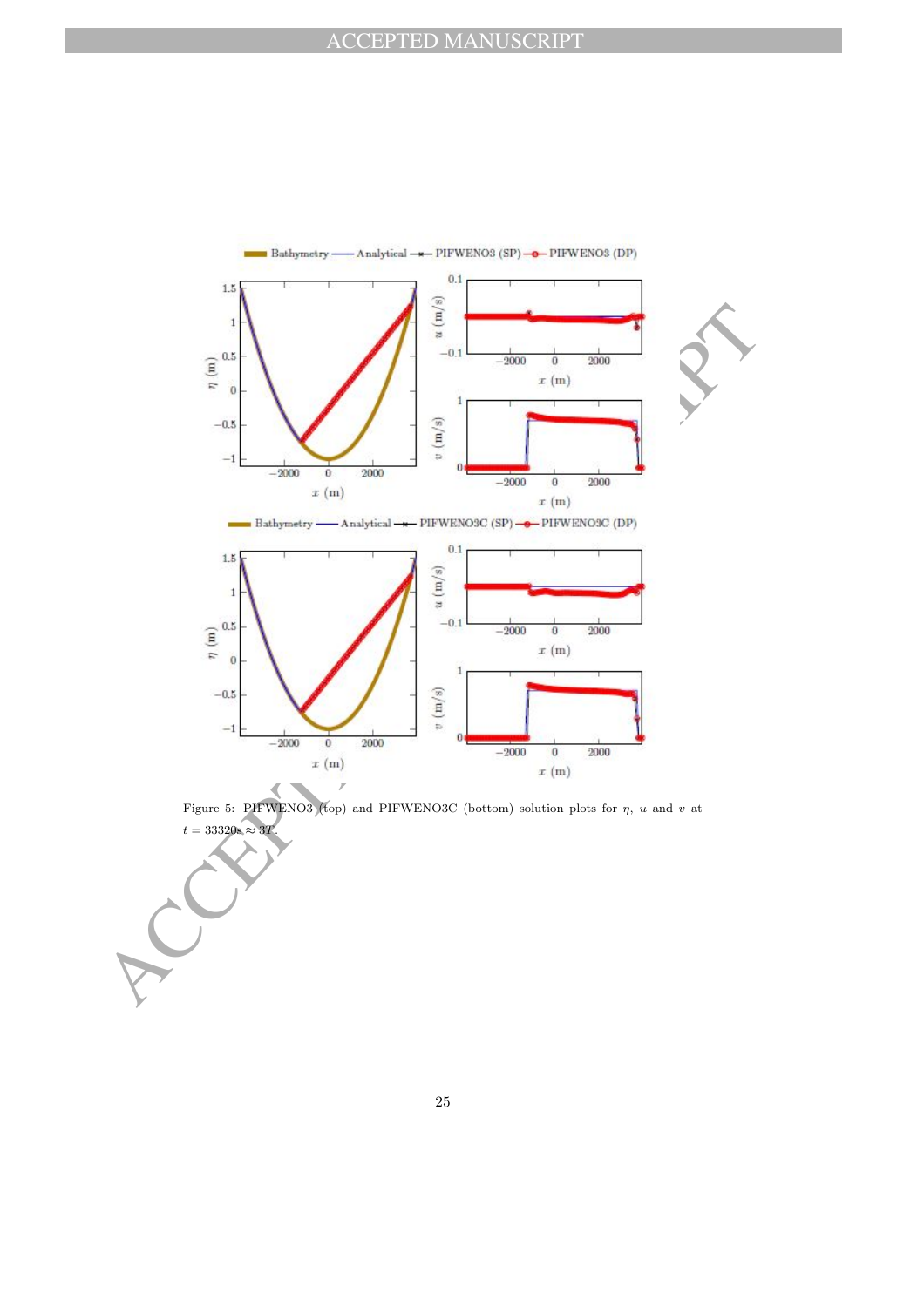Figure 5: PIFWENO3 (top) and PIFWENO3C (bottom) solution plots for $\eta$, $u$ and $v$ at $t = 33320\text{s} \approx 3T$.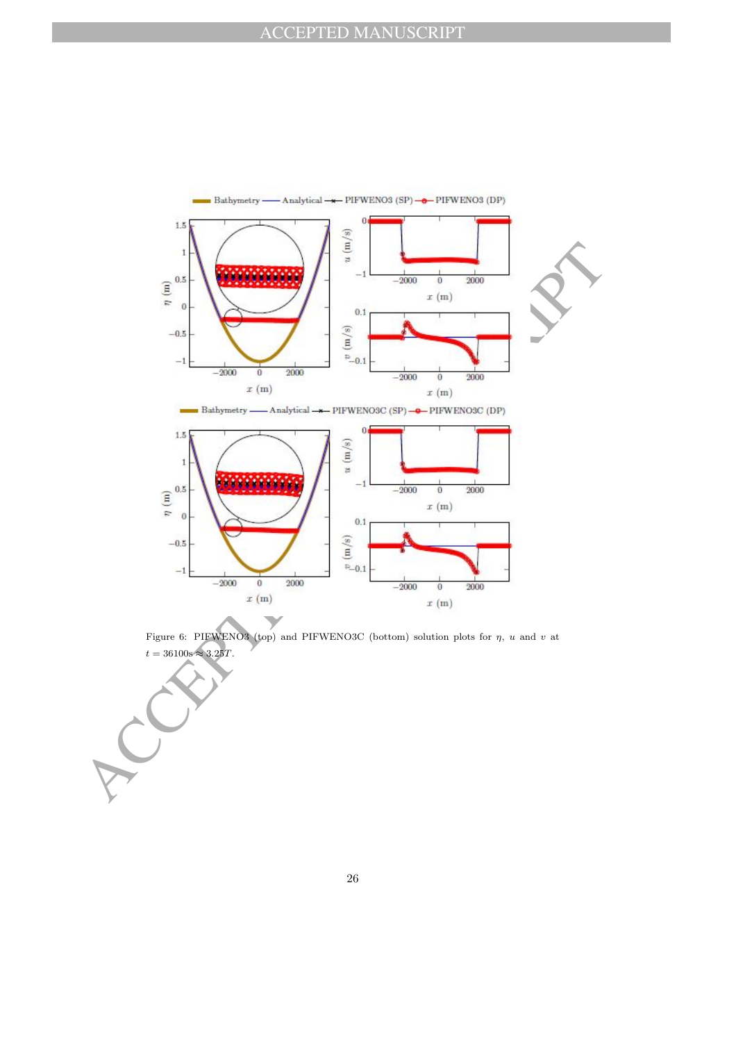Figure 6: PIFWENO3 (top) and PIFWENO3C (bottom) solution plots for $\eta$, $u$ and $v$ at $t = 36100\text{s} \approx 3.25T$.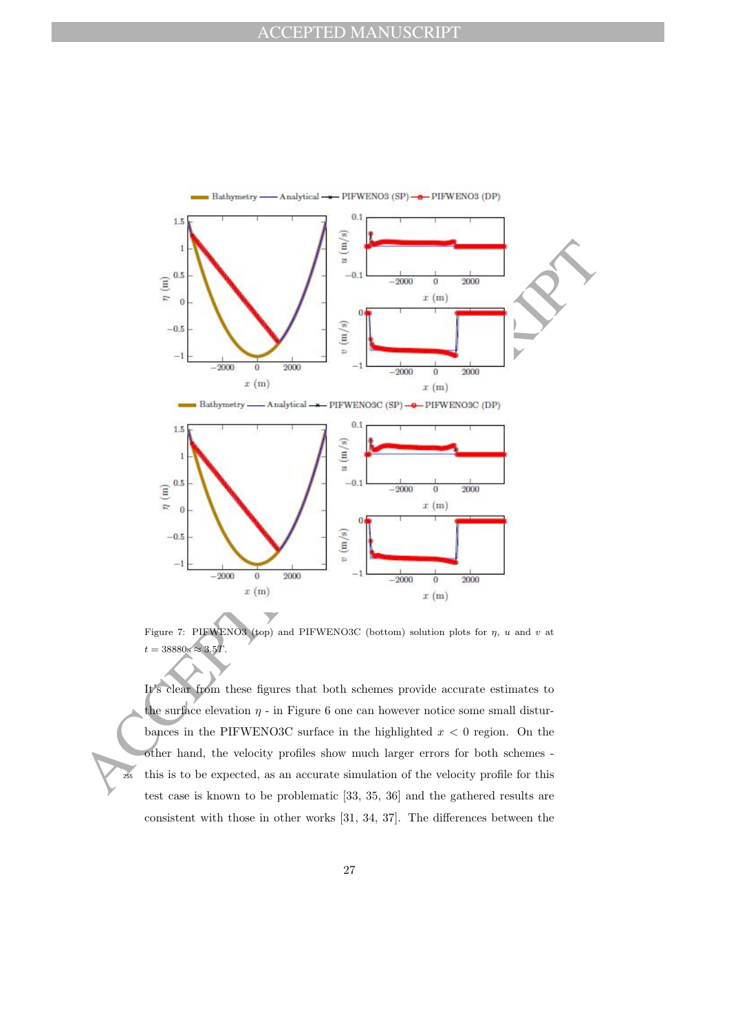Figure 7: PIFWENO3 (top) and PIFWENO3C (bottom) solution plots for $\eta$, $u$ and $v$ at $t = 38880\text{s} \approx 3.5T$.

It's clear from these figures that both schemes provide accurate estimates to the surface elevation $\eta$ - in Figure 6 one can however notice some small disturbances in the PIFWENO3C surface in the highlighted $x < 0$ region. On the other hand, the velocity profiles show much larger errors for both schemes - this is to be expected, as an accurate simulation of the velocity profile for this test case is known to be problematic [33, 35, 36] and the gathered results are consistent with those in other works [31, 34, 37]. The differences between the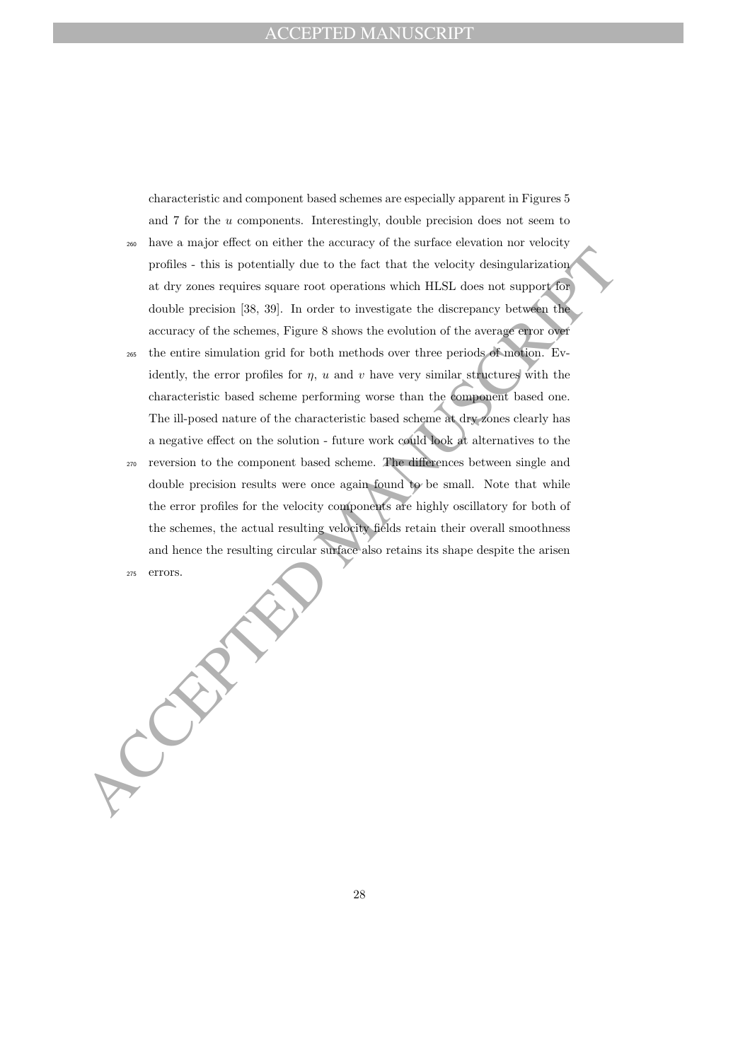characteristic and component based schemes are especially apparent in Figures 5 and 7 for the $u$ components. Interestingly, double precision does not seem to have a major effect on either the accuracy of the surface elevation nor velocity profiles - this is potentially due to the fact that the velocity desingularization at dry zones requires square root operations which HLSL does not support for double precision [38, 39]. In order to investigate the discrepancy between the accuracy of the schemes, Figure 8 shows the evolution of the average error over the entire simulation grid for both methods over three periods of motion. Evidently, the error profiles for $\eta$, $u$ and $v$ have very similar structures with the characteristic based scheme performing worse than the component based one. The ill-posed nature of the characteristic based scheme at dry zones clearly has a negative effect on the solution - future work could look at alternatives to the reversion to the component based scheme. The differences between single and double precision results were once again found to be small. Note that while the error profiles for the velocity components are highly oscillatory for both of the schemes, the actual resulting velocity fields retain their overall smoothness and hence the resulting circular surface also retains its shape despite the arisen errors.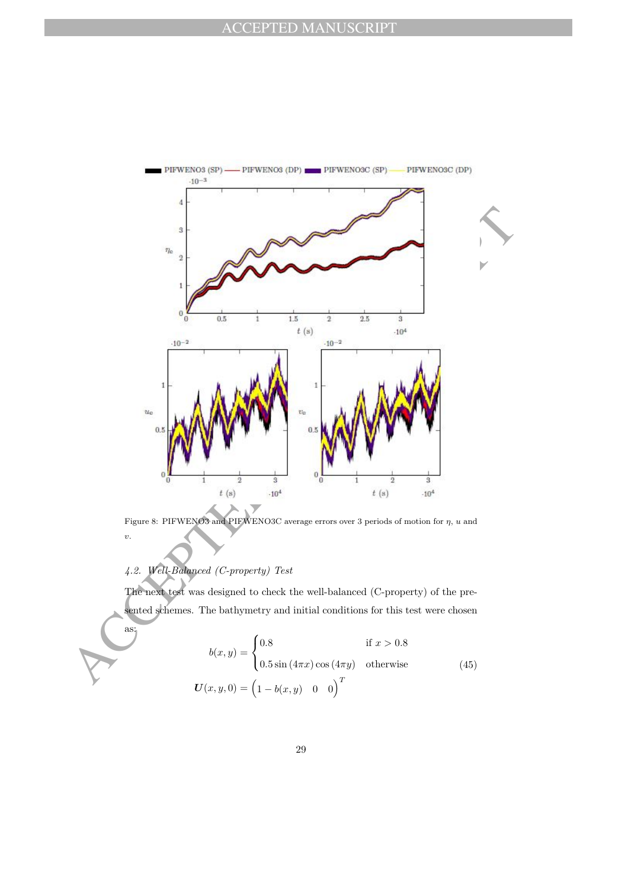Figure 8: PIFWENO3 and PIFWENO3C average errors over 3 periods of motion for $\eta$, $u$ and $v$.

### 4.2. Well-Balanced (C-property) Test

The next test was designed to check the well-balanced (C-property) of the presented schemes. The bathymetry and initial conditions for this test were chosen as:

$$
\begin{aligned}
b(x,y) &= \begin{cases} 0.8 & \text{if } x > 0.8 \\ 0.5\sin(4\pi x)\cos(4\pi y) & \text{otherwise} \end{cases} \\
\boldsymbol{U}(x,y,0) &= \begin{pmatrix} 1 - b(x,y) & 0 & 0 \end{pmatrix}^T
\end{aligned}
\tag{45}
$$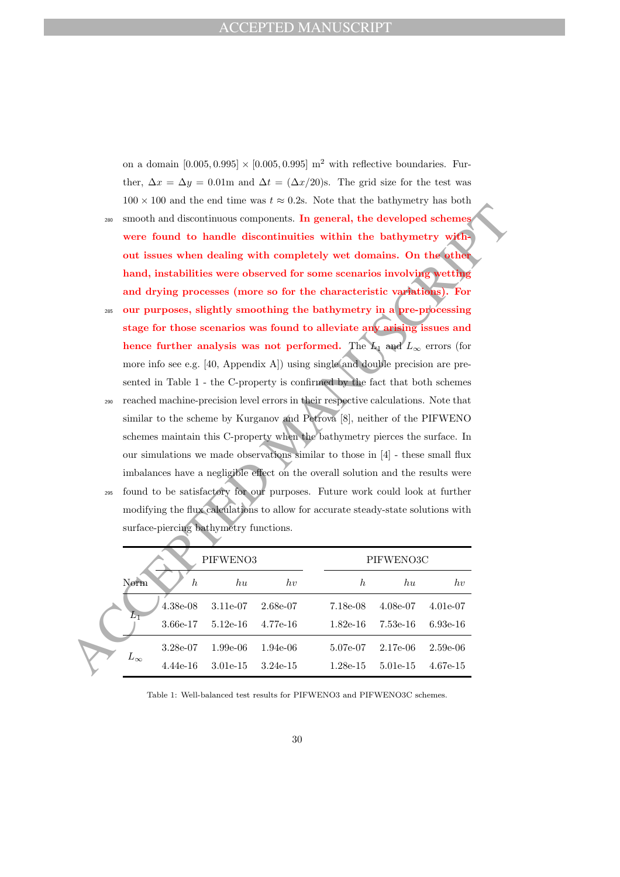on a domain $[0.005, 0.995] \times [0.005, 0.995]$ m$^2$ with reflective boundaries. Further, $\Delta x = \Delta y = 0.01$m and $\Delta t = (\Delta x/20)$s. The grid size for the test was $100 \times 100$ and the end time was $t \approx 0.2$s. Note that the bathymetry has both smooth and discontinuous components. **In general, the developed schemes were found to handle discontinuities within the bathymetry without issues when dealing with completely wet domains. On the other hand, instabilities were observed for some scenarios involving wetting and drying processes (more so for the characteristic variations). For our purposes, slightly smoothing the bathymetry in a pre-processing stage for those scenarios was found to alleviate any arising issues and hence further analysis was not performed.** The $L_1$ and $L_\infty$ errors (for more info see e.g. [40, Appendix A]) using single and double precision are presented in Table 1 - the C-property is confirmed by the fact that both schemes reached machine-precision level errors in their respective calculations. Note that similar to the scheme by Kurganov and Petrova [8], neither of the PIFWENO schemes maintain this C-property when the bathymetry pierces the surface. In our simulations we made observations similar to those in [4] - these small flux imbalances have a negligible effect on the overall solution and the results were found to be satisfactory for our purposes. Future work could look at further modifying the flux calculations to allow for accurate steady-state solutions with surface-piercing bathymetry functions.

| | PIFWENO3 | | | PIFWENO3C | | |
|---|---|---|---|---|---|---|
| Norm | $h$ | $hu$ | $hv$ | $h$ | $hu$ | $hv$ |
| $L_1$ | 4.38e-08 | 3.11e-07 | 2.68e-07 | 7.18e-08 | 4.08e-07 | 4.01e-07 |
| | 3.66e-17 | 5.12e-16 | 4.77e-16 | 1.82e-16 | 7.53e-16 | 6.93e-16 |
| $L_\infty$ | 3.28e-07 | 1.99e-06 | 1.94e-06 | 5.07e-07 | 2.17e-06 | 2.59e-06 |
| | 4.44e-16 | 3.01e-15 | 3.24e-15 | 1.28e-15 | 5.01e-15 | 4.67e-15 |

Table 1: Well-balanced test results for PIFWENO3 and PIFWENO3C schemes.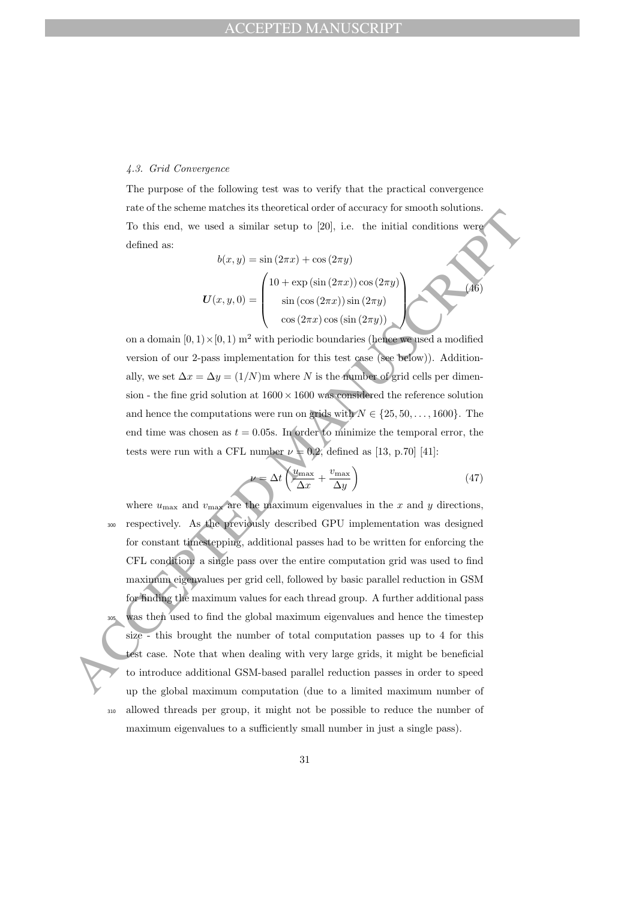#### 4.3. Grid Convergence

The purpose of the following test was to verify that the practical convergence rate of the scheme matches its theoretical order of accuracy for smooth solutions. To this end, we used a similar setup to [20], i.e. the initial conditions were defined as:

$$
\begin{aligned}
b(x, y) &= \sin(2\pi x) + \cos(2\pi y) \\
\boldsymbol{U}(x, y, 0) &= \begin{pmatrix} 10 + \exp(\sin(2\pi x)) \cos(2\pi y) \\ \sin(\cos(2\pi x)) \sin(2\pi y) \\ \cos(2\pi x) \cos(\sin(2\pi y)) \end{pmatrix}
\end{aligned}
\tag{46}
$$

on a domain $[0, 1) \times [0, 1)$ m$^2$ with periodic boundaries (hence we used a modified version of our 2-pass implementation for this test case (see below)). Additionally, we set $\Delta x = \Delta y = (1/N)$m where $N$ is the number of grid cells per dimension - the fine grid solution at $1600 \times 1600$ was considered the reference solution and hence the computations were run on grids with $N \in \{25, 50, \ldots, 1600\}$. The end time was chosen as $t = 0.05$s. In order to minimize the temporal error, the tests were run with a CFL number $\nu = 0.2$, defined as [13, p.70] [41]:

$$
\nu = \Delta t \left( \frac{u_{\max}}{\Delta x} + \frac{v_{\max}}{\Delta y} \right) \tag{47}
$$

where $u_{\max}$ and $v_{\max}$ are the maximum eigenvalues in the $x$ and $y$ directions, respectively. As the previously described GPU implementation was designed for constant timestepping, additional passes had to be written for enforcing the CFL condition: a single pass over the entire computation grid was used to find maximum eigenvalues per grid cell, followed by basic parallel reduction in GSM for finding the maximum values for each thread group. A further additional pass was then used to find the global maximum eigenvalues and hence the timestep size - this brought the number of total computation passes up to 4 for this test case. Note that when dealing with very large grids, it might be beneficial to introduce additional GSM-based parallel reduction passes in order to speed up the global maximum computation (due to a limited maximum number of allowed threads per group, it might not be possible to reduce the number of maximum eigenvalues to a sufficiently small number in just a single pass).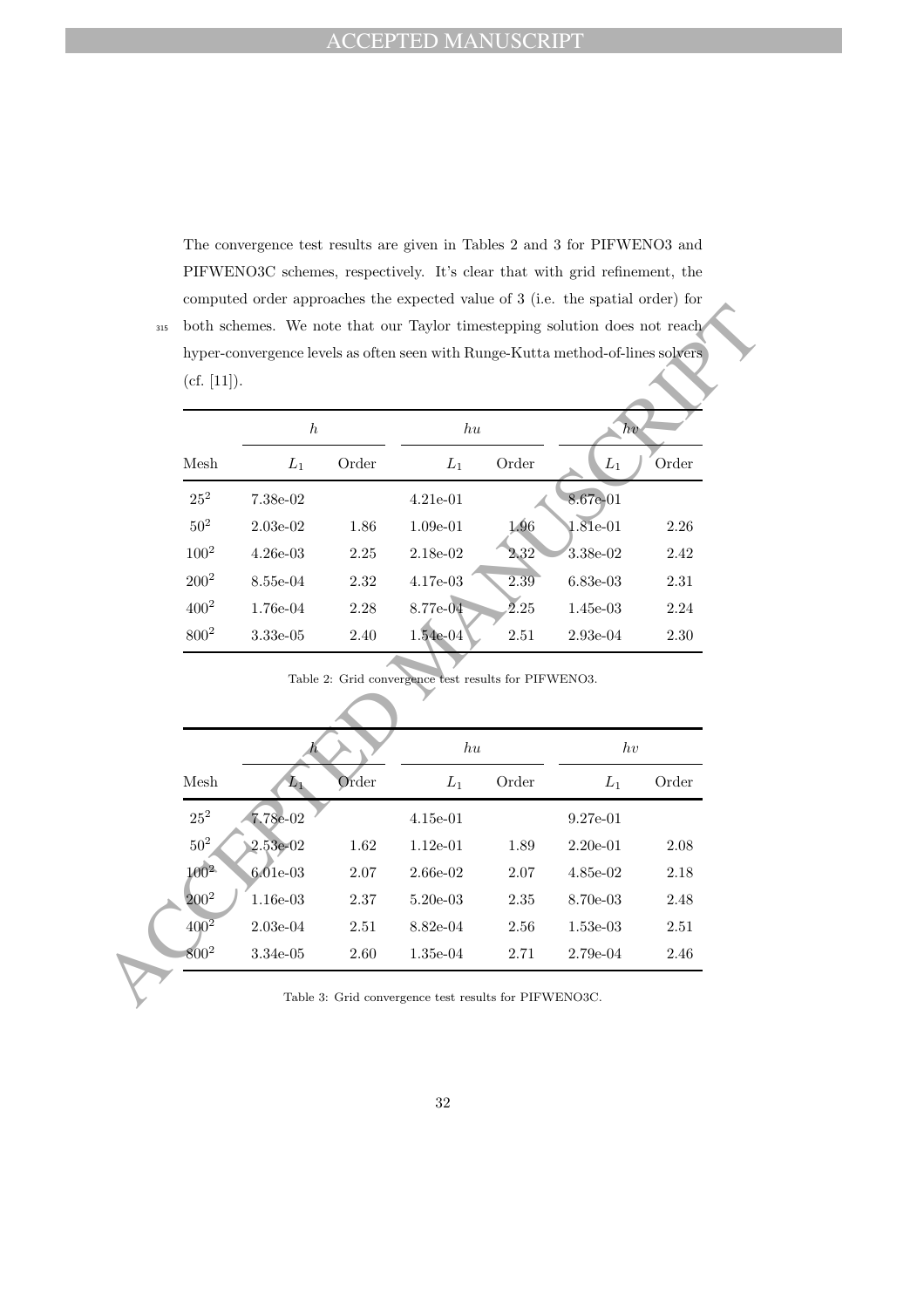The convergence test results are given in Tables 2 and 3 for PIFWENO3 and PIFWENO3C schemes, respectively. It's clear that with grid refinement, the computed order approaches the expected value of 3 (i.e. the spatial order) for both schemes. We note that our Taylor timestepping solution does not reach hyper-convergence levels as often seen with Runge-Kutta method-of-lines solvers (cf. [11]).

| | $h$ | | $hu$ | | $hv$ | |
|---|---|---|---|---|---|---|
| Mesh | $L_1$ | Order | $L_1$ | Order | $L_1$ | Order |
| $25^2$ | 7.38e-02 | | 4.21e-01 | | 8.67e-01 | |
| $50^2$ | 2.03e-02 | 1.86 | 1.09e-01 | 1.96 | 1.81e-01 | 2.26 |
| $100^2$ | 4.26e-03 | 2.25 | 2.18e-02 | 2.32 | 3.38e-02 | 2.42 |
| $200^2$ | 8.55e-04 | 2.32 | 4.17e-03 | 2.39 | 6.83e-03 | 2.31 |
| $400^2$ | 1.76e-04 | 2.28 | 8.77e-04 | 2.25 | 1.45e-03 | 2.24 |
| $800^2$ | 3.33e-05 | 2.40 | 1.54e-04 | 2.51 | 2.93e-04 | 2.30 |

Table 2: Grid convergence test results for PIFWENO3.

| | $h$ | | $hu$ | | $hv$ | |
|---|---|---|---|---|---|---|
| Mesh | $L_1$ | Order | $L_1$ | Order | $L_1$ | Order |
| $25^2$ | 7.78e-02 | | 4.15e-01 | | 9.27e-01 | |
| $50^2$ | 2.53e-02 | 1.62 | 1.12e-01 | 1.89 | 2.20e-01 | 2.08 |
| $100^2$ | 6.01e-03 | 2.07 | 2.66e-02 | 2.07 | 4.85e-02 | 2.18 |
| $200^2$ | 1.16e-03 | 2.37 | 5.20e-03 | 2.35 | 8.70e-03 | 2.48 |
| $400^2$ | 2.03e-04 | 2.51 | 8.82e-04 | 2.56 | 1.53e-03 | 2.51 |
| $800^2$ | 3.34e-05 | 2.60 | 1.35e-04 | 2.71 | 2.79e-04 | 2.46 |

Table 3: Grid convergence test results for PIFWENO3C.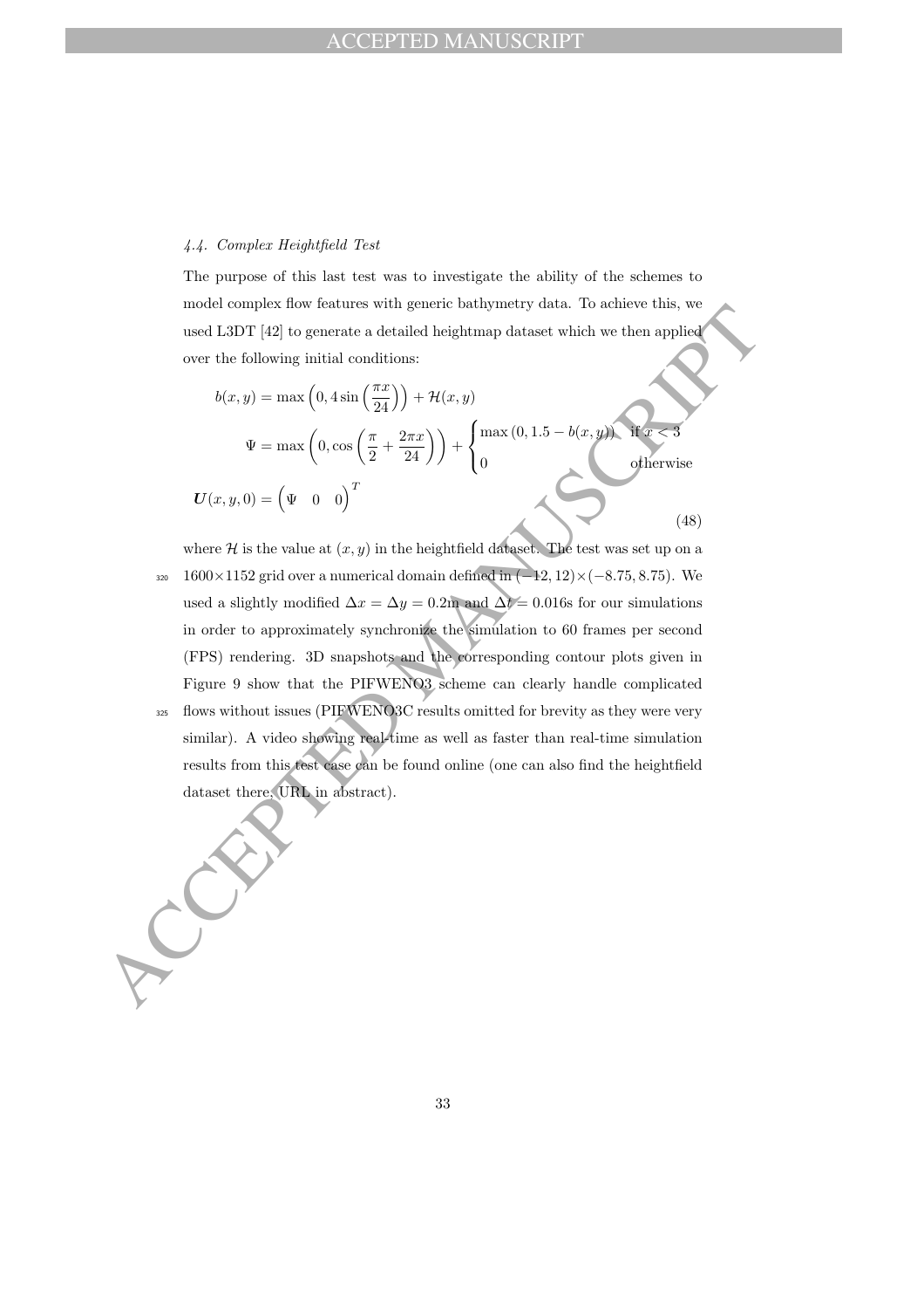#### 4.4. Complex Heightfield Test

The purpose of this last test was to investigate the ability of the schemes to model complex flow features with generic bathymetry data. To achieve this, we used L3DT [42] to generate a detailed heightmap dataset which we then applied over the following initial conditions:

$$
\begin{aligned}
b(x,y) &= \max\left(0, 4\sin\left(\frac{\pi x}{24}\right)\right) + \mathcal{H}(x,y) \\
\Psi &= \max\left(0, \cos\left(\frac{\pi}{2} + \frac{2\pi x}{24}\right)\right) + \begin{cases} \max\left(0, 1.5 - b(x,y)\right) & \text{if } x < 3 \\ 0 & \text{otherwise} \end{cases} \\
\boldsymbol{U}(x,y,0) &= \begin{pmatrix} \Psi & 0 & 0 \end{pmatrix}^T
\end{aligned} \tag{48}
$$

where $\mathcal{H}$ is the value at $(x, y)$ in the heightfield dataset. The test was set up on a $1600 \times 1152$ grid over a numerical domain defined in $(-12, 12) \times (-8.75, 8.75)$. We used a slightly modified $\Delta x = \Delta y = 0.2$m and $\Delta t = 0.016$s for our simulations in order to approximately synchronize the simulation to 60 frames per second (FPS) rendering. 3D snapshots and the corresponding contour plots given in Figure 9 show that the PIFWENO3 scheme can clearly handle complicated flows without issues (PIFWENO3C results omitted for brevity as they were very similar). A video showing real-time as well as faster than real-time simulation results from this test case can be found online (one can also find the heightfield dataset there; URL in abstract).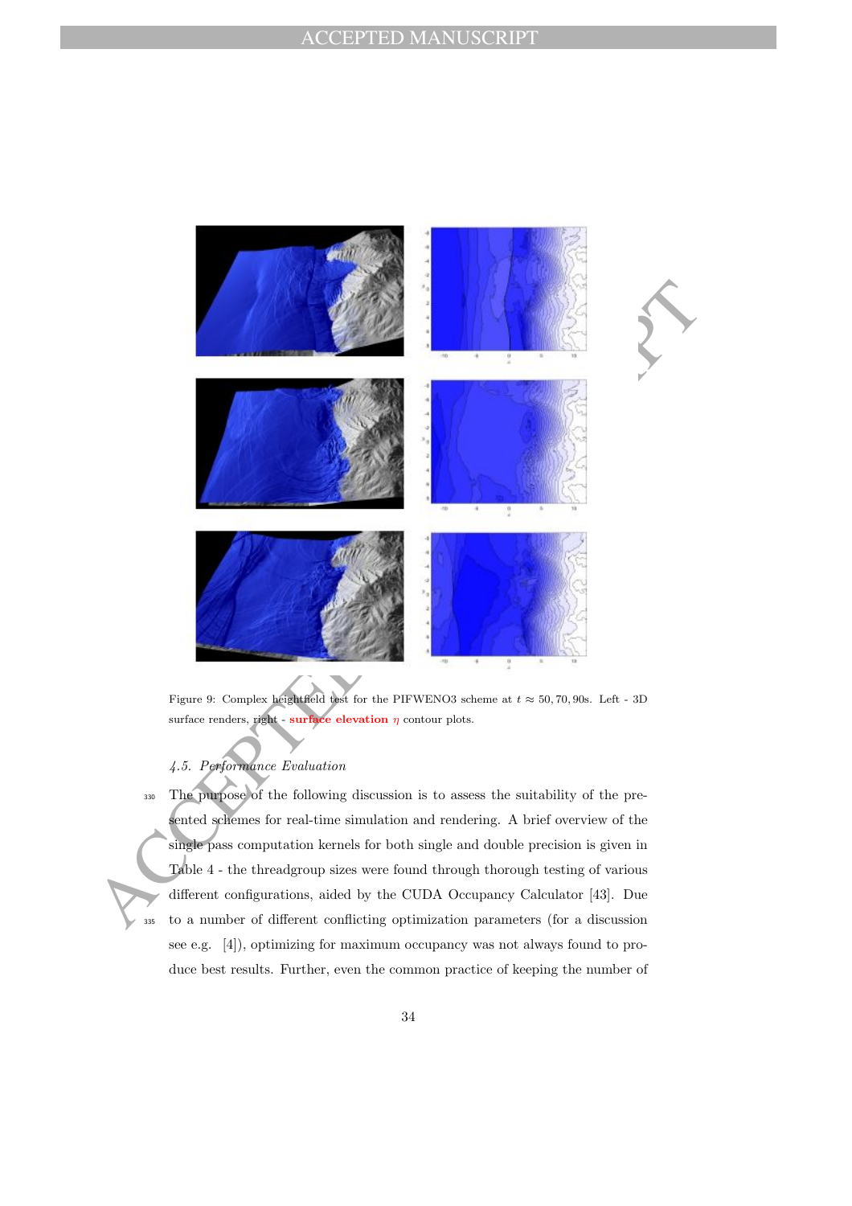Figure 9: Complex heightfield test for the PIFWENO3 scheme at $t \approx 50, 70, 90$s. Left - 3D surface renders, right - **surface elevation** $\eta$ contour plots.

### *4.5. Performance Evaluation*

The purpose of the following discussion is to assess the suitability of the presented schemes for real-time simulation and rendering. A brief overview of the single pass computation kernels for both single and double precision is given in Table 4 - the threadgroup sizes were found through thorough testing of various different configurations, aided by the CUDA Occupancy Calculator [43]. Due to a number of different conflicting optimization parameters (for a discussion see e.g. [4]), optimizing for maximum occupancy was not always found to produce best results. Further, even the common practice of keeping the number of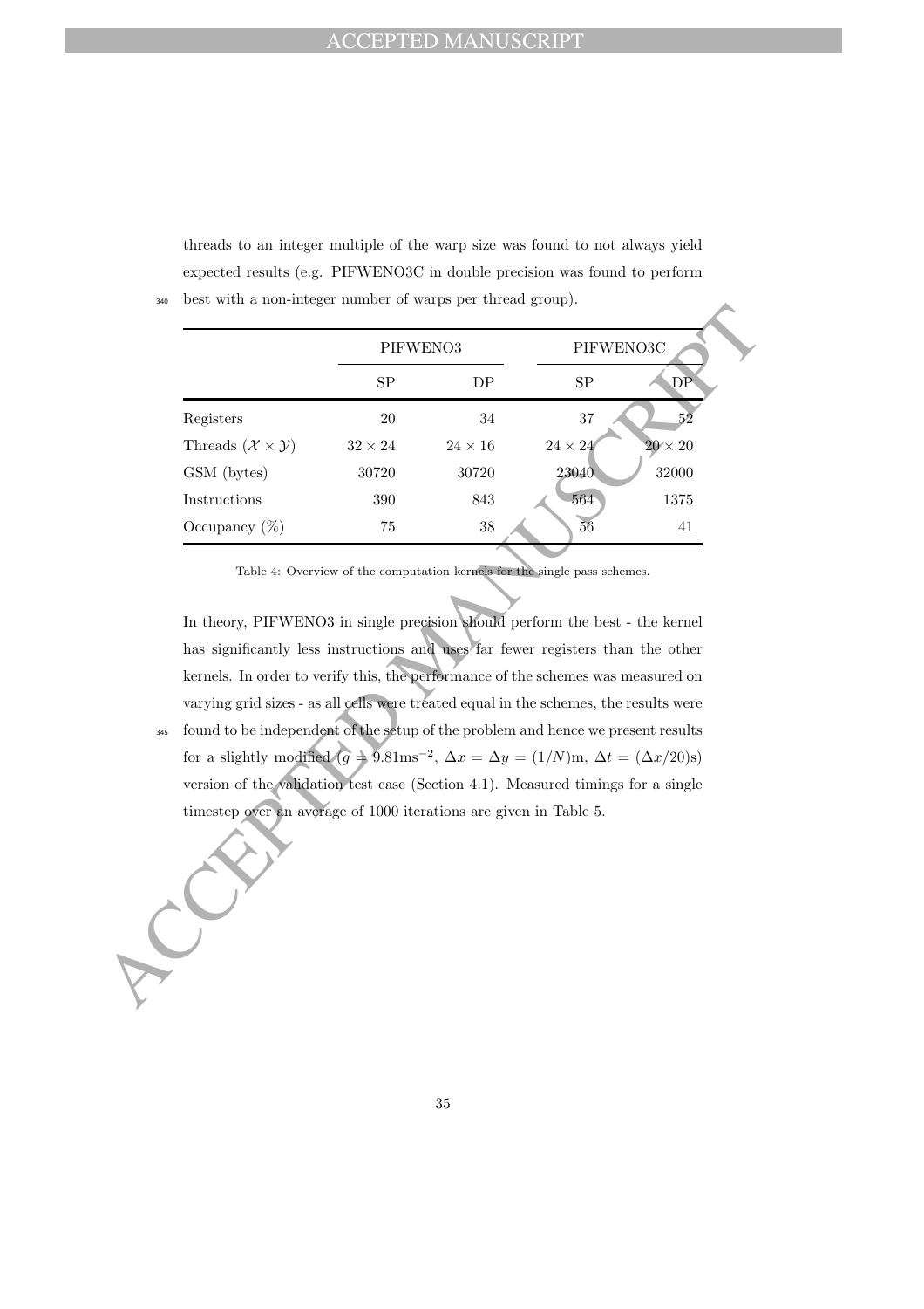threads to an integer multiple of the warp size was found to not always yield expected results (e.g. PIFWENO3C in double precision was found to perform best with a non-integer number of warps per thread group).

| | PIFWENO3 | | PIFWENO3C | |
|---|---|---|---|---|
| | SP | DP | SP | DP |
| Registers | 20 | 34 | 37 | 52 |
| Threads ($\mathcal{X} \times \mathcal{Y}$) | $32 \times 24$ | $24 \times 16$ | $24 \times 24$ | $20 \times 20$ |
| GSM (bytes) | 30720 | 30720 | 23040 | 32000 |
| Instructions | 390 | 843 | 564 | 1375 |
| Occupancy (%) | 75 | 38 | 56 | 41 |

Table 4: Overview of the computation kernels for the single pass schemes.

In theory, PIFWENO3 in single precision should perform the best - the kernel has significantly less instructions and uses far fewer registers than the other kernels. In order to verify this, the performance of the schemes was measured on varying grid sizes - as all cells were treated equal in the schemes, the results were found to be independent of the setup of the problem and hence we present results for a slightly modified ($g = 9.81\text{ms}^{-2}$, $\Delta x = \Delta y = (1/N)\text{m}$, $\Delta t = (\Delta x/20)\text{s}$) version of the validation test case (Section 4.1). Measured timings for a single timestep over an average of 1000 iterations are given in Table 5.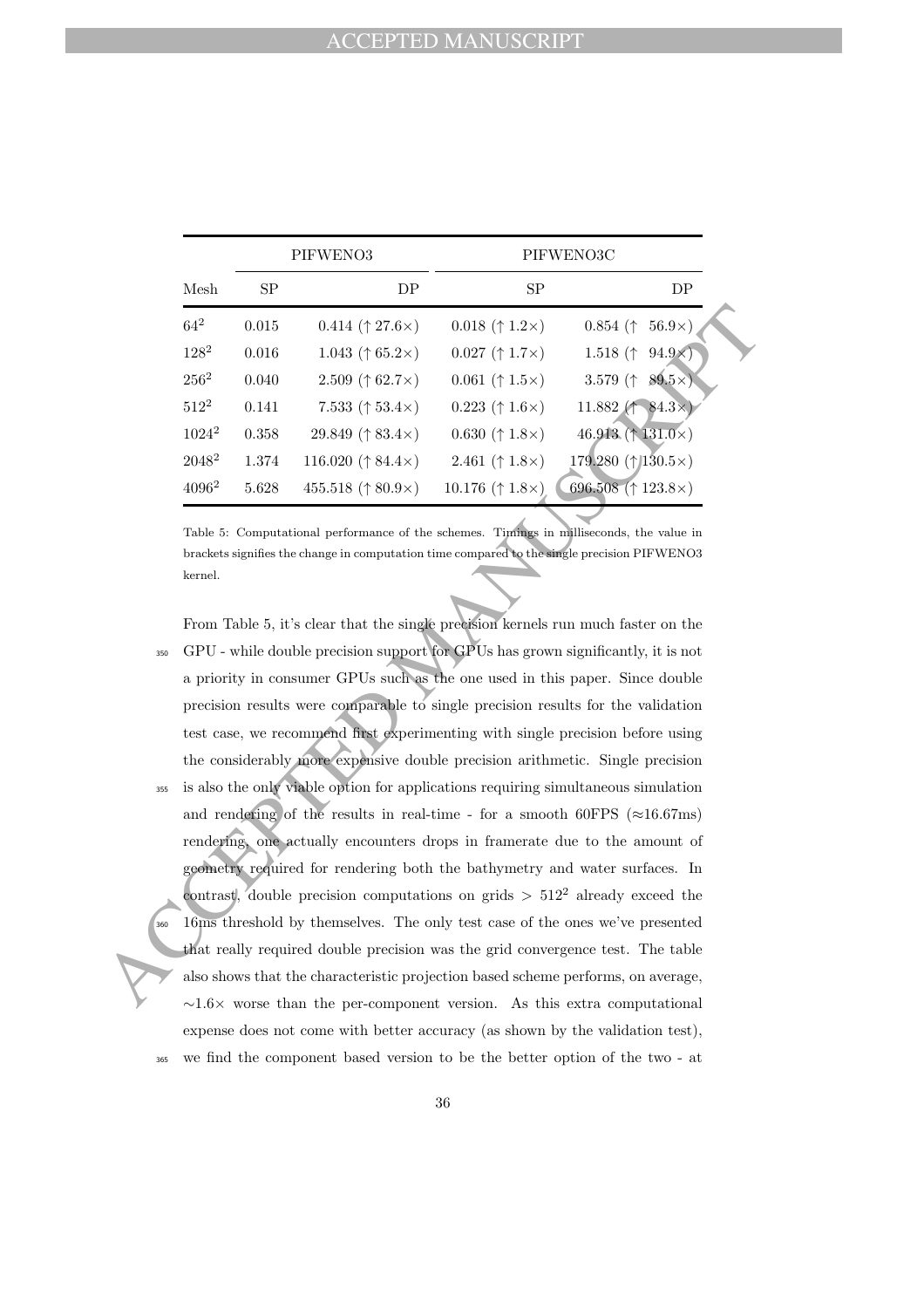| | PIFWENO3 | | PIFWENO3C | |
|---|---|---|---|---|
| Mesh | SP | DP | SP | DP |
| $64^2$ | 0.015 | 0.414 ($\uparrow$ 27.6×) | 0.018 ($\uparrow$ 1.2×) | 0.854 ($\uparrow$ 56.9×) |
| $128^2$ | 0.016 | 1.043 ($\uparrow$ 65.2×) | 0.027 ($\uparrow$ 1.7×) | 1.518 ($\uparrow$ 94.9×) |
| $256^2$ | 0.040 | 2.509 ($\uparrow$ 62.7×) | 0.061 ($\uparrow$ 1.5×) | 3.579 ($\uparrow$ 89.5×) |
| $512^2$ | 0.141 | 7.533 ($\uparrow$ 53.4×) | 0.223 ($\uparrow$ 1.6×) | 11.882 ($\uparrow$ 84.3×) |
| $1024^2$ | 0.358 | 29.849 ($\uparrow$ 83.4×) | 0.630 ($\uparrow$ 1.8×) | 46.913 ($\uparrow$ 131.0×) |
| $2048^2$ | 1.374 | 116.020 ($\uparrow$ 84.4×) | 2.461 ($\uparrow$ 1.8×) | 179.280 ($\uparrow$ 130.5×) |
| $4096^2$ | 5.628 | 455.518 ($\uparrow$ 80.9×) | 10.176 ($\uparrow$ 1.8×) | 696.508 ($\uparrow$ 123.8×) |

Table 5: Computational performance of the schemes. Timings in milliseconds, the value in brackets signifies the change in computation time compared to the single precision PIFWENO3 kernel.

From Table 5, it's clear that the single precision kernels run much faster on the GPU - while double precision support for GPUs has grown significantly, it is not a priority in consumer GPUs such as the one used in this paper. Since double precision results were comparable to single precision results for the validation test case, we recommend first experimenting with single precision before using the considerably more expensive double precision arithmetic. Single precision is also the only viable option for applications requiring simultaneous simulation and rendering of the results in real-time - for a smooth 60FPS ($\approx$16.67ms) rendering, one actually encounters drops in framerate due to the amount of geometry required for rendering both the bathymetry and water surfaces. In contrast, double precision computations on grids $> 512^2$ already exceed the 16ms threshold by themselves. The only test case of the ones we've presented that really required double precision was the grid convergence test. The table also shows that the characteristic projection based scheme performs, on average, $\sim$1.6× worse than the per-component version. As this extra computational expense does not come with better accuracy (as shown by the validation test), we find the component based version to be the better option of the two - at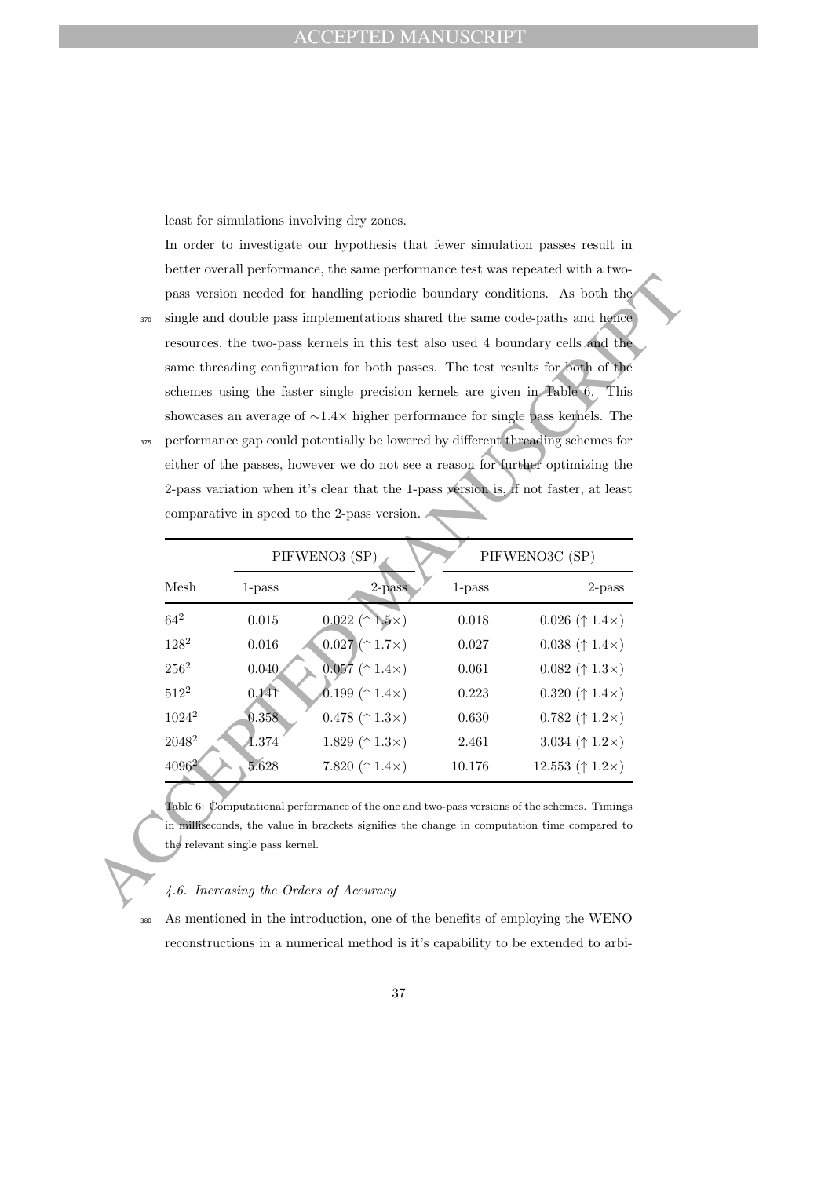least for simulations involving dry zones.

In order to investigate our hypothesis that fewer simulation passes result in better overall performance, the same performance test was repeated with a two-pass version needed for handling periodic boundary conditions. As both the single and double pass implementations shared the same code-paths and hence resources, the two-pass kernels in this test also used 4 boundary cells and the same threading configuration for both passes. The test results for both of the schemes using the faster single precision kernels are given in Table 6. This showcases an average of $\sim 1.4\times$ higher performance for single pass kernels. The performance gap could potentially be lowered by different threading schemes for either of the passes, however we do not see a reason for further optimizing the 2-pass variation when it's clear that the 1-pass version is, if not faster, at least comparative in speed to the 2-pass version.

| | PIFWENO3 (SP) | | PIFWENO3C (SP) | |
|---|---|---|---|---|
| Mesh | 1-pass | 2-pass | 1-pass | 2-pass |
| $64^2$ | 0.015 | 0.022 ($\uparrow 1.5\times$) | 0.018 | 0.026 ($\uparrow 1.4\times$) |
| $128^2$ | 0.016 | 0.027 ($\uparrow 1.7\times$) | 0.027 | 0.038 ($\uparrow 1.4\times$) |
| $256^2$ | 0.040 | 0.057 ($\uparrow 1.4\times$) | 0.061 | 0.082 ($\uparrow 1.3\times$) |
| $512^2$ | 0.141 | 0.199 ($\uparrow 1.4\times$) | 0.223 | 0.320 ($\uparrow 1.4\times$) |
| $1024^2$ | 0.358 | 0.478 ($\uparrow 1.3\times$) | 0.630 | 0.782 ($\uparrow 1.2\times$) |
| $2048^2$ | 1.374 | 1.829 ($\uparrow 1.3\times$) | 2.461 | 3.034 ($\uparrow 1.2\times$) |
| $4096^2$ | 5.628 | 7.820 ($\uparrow 1.4\times$) | 10.176 | 12.553 ($\uparrow 1.2\times$) |

Table 6: Computational performance of the one and two-pass versions of the schemes. Timings in milliseconds, the value in brackets signifies the change in computation time compared to the relevant single pass kernel.

### 4.6. Increasing the Orders of Accuracy

As mentioned in the introduction, one of the benefits of employing the WENO reconstructions in a numerical method is it's capability to be extended to arbi-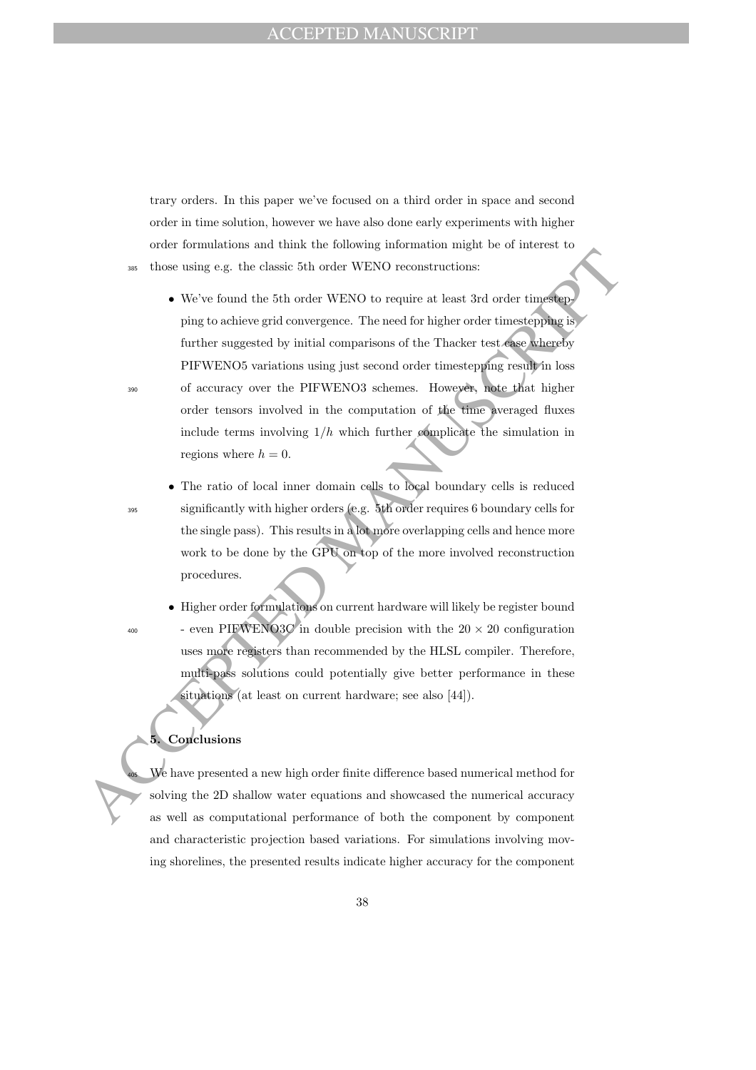trary orders. In this paper we've focused on a third order in space and second order in time solution, however we have also done early experiments with higher order formulations and think the following information might be of interest to those using e.g. the classic 5th order WENO reconstructions:

- We've found the 5th order WENO to require at least 3rd order timestepping to achieve grid convergence. The need for higher order timestepping is further suggested by initial comparisons of the Thacker test case whereby PIFWENO5 variations using just second order timestepping result in loss of accuracy over the PIFWENO3 schemes. However, note that higher order tensors involved in the computation of the time averaged fluxes include terms involving $1/h$ which further complicate the simulation in regions where $h = 0$.
- The ratio of local inner domain cells to local boundary cells is reduced significantly with higher orders (e.g. 5th order requires 6 boundary cells for the single pass). This results in a lot more overlapping cells and hence more work to be done by the GPU on top of the more involved reconstruction procedures.
- Higher order formulations on current hardware will likely be register bound - even PIFWENO3C in double precision with the $20 \times 20$ configuration uses more registers than recommended by the HLSL compiler. Therefore, multi-pass solutions could potentially give better performance in these situations (at least on current hardware; see also [44]).

## 5. Conclusions

We have presented a new high order finite difference based numerical method for solving the 2D shallow water equations and showcased the numerical accuracy as well as computational performance of both the component by component and characteristic projection based variations. For simulations involving moving shorelines, the presented results indicate higher accuracy for the component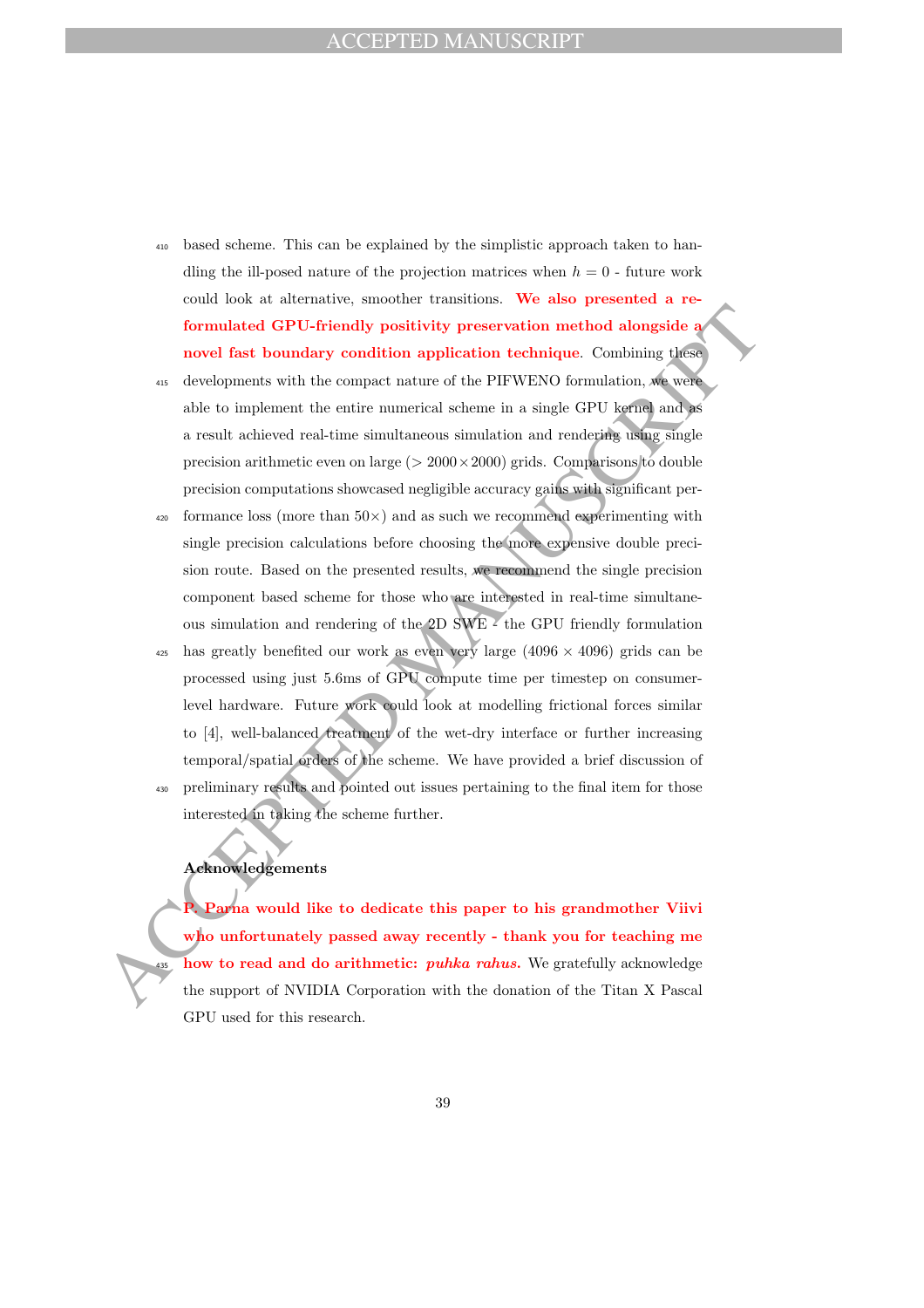based scheme. This can be explained by the simplistic approach taken to handling the ill-posed nature of the projection matrices when $h = 0$ - future work could look at alternative, smoother transitions. **We also presented a reformulated GPU-friendly positivity preservation method alongside a novel fast boundary condition application technique**. Combining these developments with the compact nature of the PIFWENO formulation, we were able to implement the entire numerical scheme in a single GPU kernel and as a result achieved real-time simultaneous simulation and rendering using single precision arithmetic even on large ($> 2000 \times 2000$) grids. Comparisons to double precision computations showcased negligible accuracy gains with significant performance loss (more than $50\times$) and as such we recommend experimenting with single precision calculations before choosing the more expensive double precision route. Based on the presented results, we recommend the single precision component based scheme for those who are interested in real-time simultaneous simulation and rendering of the 2D SWE - the GPU friendly formulation has greatly benefited our work as even very large ($4096 \times 4096$) grids can be processed using just 5.6ms of GPU compute time per timestep on consumer-level hardware. Future work could look at modelling frictional forces similar to [4], well-balanced treatment of the wet-dry interface or further increasing temporal/spatial orders of the scheme. We have provided a brief discussion of preliminary results and pointed out issues pertaining to the final item for those interested in taking the scheme further.

## Acknowledgements

**P. Parna would like to dedicate this paper to his grandmother Viivi who unfortunately passed away recently - thank you for teaching me how to read and do arithmetic: *puhka rahus*.** We gratefully acknowledge the support of NVIDIA Corporation with the donation of the Titan X Pascal GPU used for this research.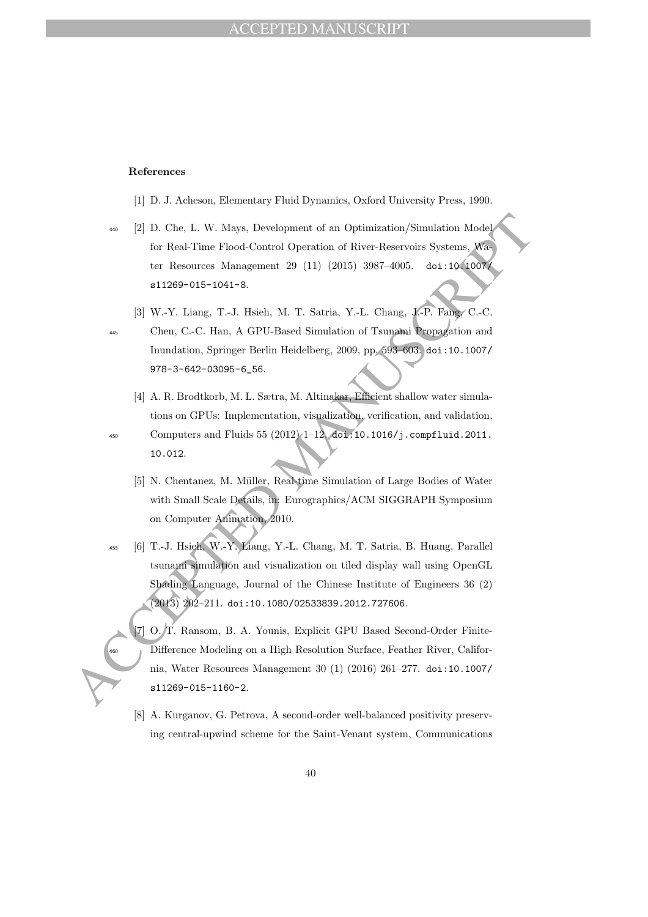**References**

[1] D. J. Acheson, Elementary Fluid Dynamics, Oxford University Press, 1990.

[2] D. Che, L. W. Mays, Development of an Optimization/Simulation Model for Real-Time Flood-Control Operation of River-Reservoirs Systems, Water Resources Management 29 (11) (2015) 3987–4005. doi:10.1007/s11269-015-1041-8.

[3] W.-Y. Liang, T.-J. Hsieh, M. T. Satria, Y.-L. Chang, J.-P. Fang, C.-C. Chen, C.-C. Han, A GPU-Based Simulation of Tsunami Propagation and Inundation, Springer Berlin Heidelberg, 2009, pp. 593–603. doi:10.1007/978-3-642-03095-6_56.

[4] A. R. Brodtkorb, M. L. Sætra, M. Altinakar, Efficient shallow water simulations on GPUs: Implementation, visualization, verification, and validation, Computers and Fluids 55 (2012) 1–12. doi:10.1016/j.compfluid.2011.10.012.

[5] N. Chentanez, M. Müller, Real-time Simulation of Large Bodies of Water with Small Scale Details, in: Eurographics/ACM SIGGRAPH Symposium on Computer Animation, 2010.

[6] T.-J. Hsieh, W.-Y. Liang, Y.-L. Chang, M. T. Satria, B. Huang, Parallel tsunami simulation and visualization on tiled display wall using OpenGL Shading Language, Journal of the Chinese Institute of Engineers 36 (2) (2013) 202–211. doi:10.1080/02533839.2012.727606.

[7] O. T. Ransom, B. A. Younis, Explicit GPU Based Second-Order Finite-Difference Modeling on a High Resolution Surface, Feather River, California, Water Resources Management 30 (1) (2016) 261–277. doi:10.1007/s11269-015-1160-2.

[8] A. Kurganov, G. Petrova, A second-order well-balanced positivity preserving central-upwind scheme for the Saint-Venant system, Communications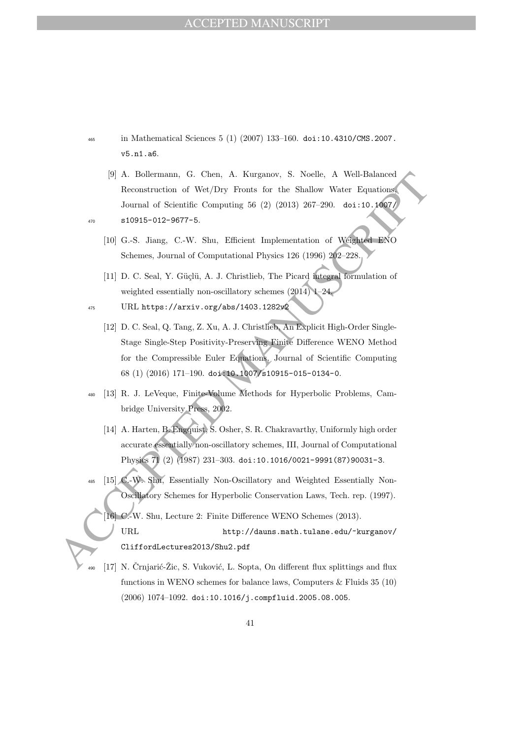in Mathematical Sciences 5 (1) (2007) 133–160. doi:10.4310/CMS.2007.v5.n1.a6.

[9] A. Bollermann, G. Chen, A. Kurganov, S. Noelle, A Well-Balanced Reconstruction of Wet/Dry Fronts for the Shallow Water Equations, Journal of Scientific Computing 56 (2) (2013) 267–290. doi:10.1007/s10915-012-9677-5.

[10] G.-S. Jiang, C.-W. Shu, Efficient Implementation of Weighted ENO Schemes, Journal of Computational Physics 126 (1996) 202–228.

[11] D. C. Seal, Y. Güçlü, A. J. Christlieb, The Picard integral formulation of weighted essentially non-oscillatory schemes (2014) 1–24. URL https://arxiv.org/abs/1403.1282v2

[12] D. C. Seal, Q. Tang, Z. Xu, A. J. Christlieb, An Explicit High-Order Single-Stage Single-Step Positivity-Preserving Finite Difference WENO Method for the Compressible Euler Equations, Journal of Scientific Computing 68 (1) (2016) 171–190. doi:10.1007/s10915-015-0134-0.

[13] R. J. LeVeque, Finite-Volume Methods for Hyperbolic Problems, Cambridge University Press, 2002.

[14] A. Harten, B. Engquist, S. Osher, S. R. Chakravarthy, Uniformly high order accurate essentially non-oscillatory schemes, III, Journal of Computational Physics 71 (2) (1987) 231–303. doi:10.1016/0021-9991(87)90031-3.

[15] C.-W. Shu, Essentially Non-Oscillatory and Weighted Essentially Non-Oscillatory Schemes for Hyperbolic Conservation Laws, Tech. rep. (1997).

[16] C.-W. Shu, Lecture 2: Finite Difference WENO Schemes (2013). URL http://dauns.math.tulane.edu/~kurganov/CliffordLectures2013/Shu2.pdf

[17] N. Črnjarić-Žic, S. Vuković, L. Sopta, On different flux splittings and flux functions in WENO schemes for balance laws, Computers & Fluids 35 (10) (2006) 1074–1092. doi:10.1016/j.compfluid.2005.08.005.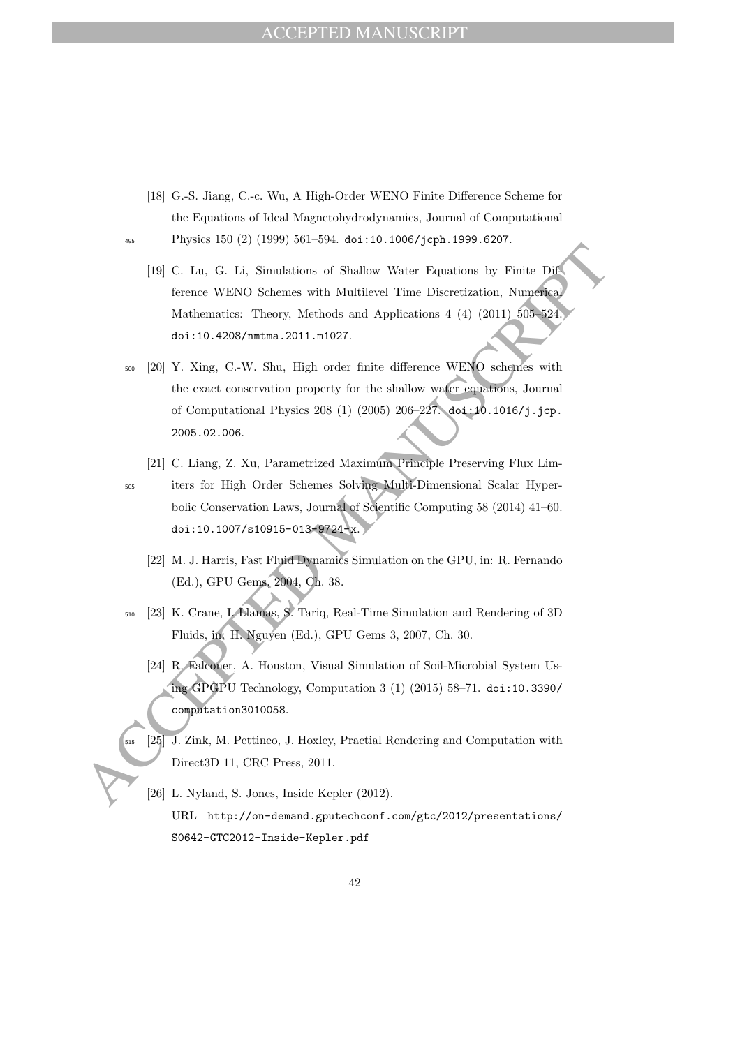[18] G.-S. Jiang, C.-c. Wu, A High-Order WENO Finite Difference Scheme for the Equations of Ideal Magnetohydrodynamics, Journal of Computational Physics 150 (2) (1999) 561–594. doi:10.1006/jcph.1999.6207.

[19] C. Lu, G. Li, Simulations of Shallow Water Equations by Finite Difference WENO Schemes with Multilevel Time Discretization, Numerical Mathematics: Theory, Methods and Applications 4 (4) (2011) 505–524. doi:10.4208/nmtma.2011.m1027.

[20] Y. Xing, C.-W. Shu, High order finite difference WENO schemes with the exact conservation property for the shallow water equations, Journal of Computational Physics 208 (1) (2005) 206–227. doi:10.1016/j.jcp.2005.02.006.

[21] C. Liang, Z. Xu, Parametrized Maximum Principle Preserving Flux Limiters for High Order Schemes Solving Multi-Dimensional Scalar Hyperbolic Conservation Laws, Journal of Scientific Computing 58 (2014) 41–60. doi:10.1007/s10915-013-9724-x.

[22] M. J. Harris, Fast Fluid Dynamics Simulation on the GPU, in: R. Fernando (Ed.), GPU Gems, 2004, Ch. 38.

[23] K. Crane, I. Llamas, S. Tariq, Real-Time Simulation and Rendering of 3D Fluids, in: H. Nguyen (Ed.), GPU Gems 3, 2007, Ch. 30.

[24] R. Falconer, A. Houston, Visual Simulation of Soil-Microbial System Using GPGPU Technology, Computation 3 (1) (2015) 58–71. doi:10.3390/computation3010058.

[25] J. Zink, M. Pettineo, J. Hoxley, Practial Rendering and Computation with Direct3D 11, CRC Press, 2011.

[26] L. Nyland, S. Jones, Inside Kepler (2012). URL http://on-demand.gputechconf.com/gtc/2012/presentations/S0642-GTC2012-Inside-Kepler.pdf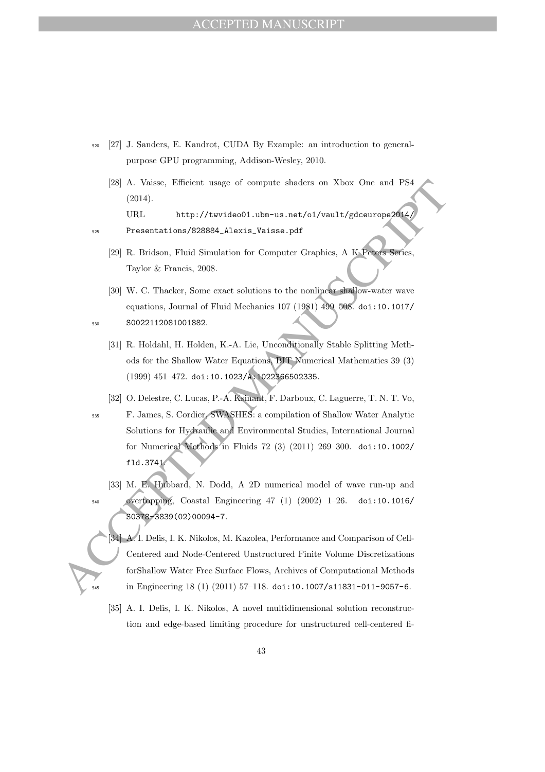[27] J. Sanders, E. Kandrot, CUDA By Example: an introduction to general-purpose GPU programming, Addison-Wesley, 2010.

[28] A. Vaisse, Efficient usage of compute shaders on Xbox One and PS4 (2014).
URL http://twvideo01.ubm-us.net/o1/vault/gdceurope2014/Presentations/828884_Alexis_Vaisse.pdf

[29] R. Bridson, Fluid Simulation for Computer Graphics, A K Peters Series, Taylor & Francis, 2008.

[30] W. C. Thacker, Some exact solutions to the nonlinear shallow-water wave equations, Journal of Fluid Mechanics 107 (1981) 499–508. doi:10.1017/S0022112081001882.

[31] R. Holdahl, H. Holden, K.-A. Lie, Unconditionally Stable Splitting Methods for the Shallow Water Equations, BIT Numerical Mathematics 39 (3) (1999) 451–472. doi:10.1023/A:1022366502335.

[32] O. Delestre, C. Lucas, P.-A. Ksinant, F. Darboux, C. Laguerre, T. N. T. Vo, F. James, S. Cordier, SWASHES: a compilation of Shallow Water Analytic Solutions for Hydraulic and Environmental Studies, International Journal for Numerical Methods in Fluids 72 (3) (2011) 269–300. doi:10.1002/fld.3741.

[33] M. E. Hubbard, N. Dodd, A 2D numerical model of wave run-up and overtopping, Coastal Engineering 47 (1) (2002) 1–26. doi:10.1016/S0378-3839(02)00094-7.

[34] A. I. Delis, I. K. Nikolos, M. Kazolea, Performance and Comparison of Cell-Centered and Node-Centered Unstructured Finite Volume Discretizations forShallow Water Free Surface Flows, Archives of Computational Methods in Engineering 18 (1) (2011) 57–118. doi:10.1007/s11831-011-9057-6.

[35] A. I. Delis, I. K. Nikolos, A novel multidimensional solution reconstruction and edge-based limiting procedure for unstructured cell-centered fi-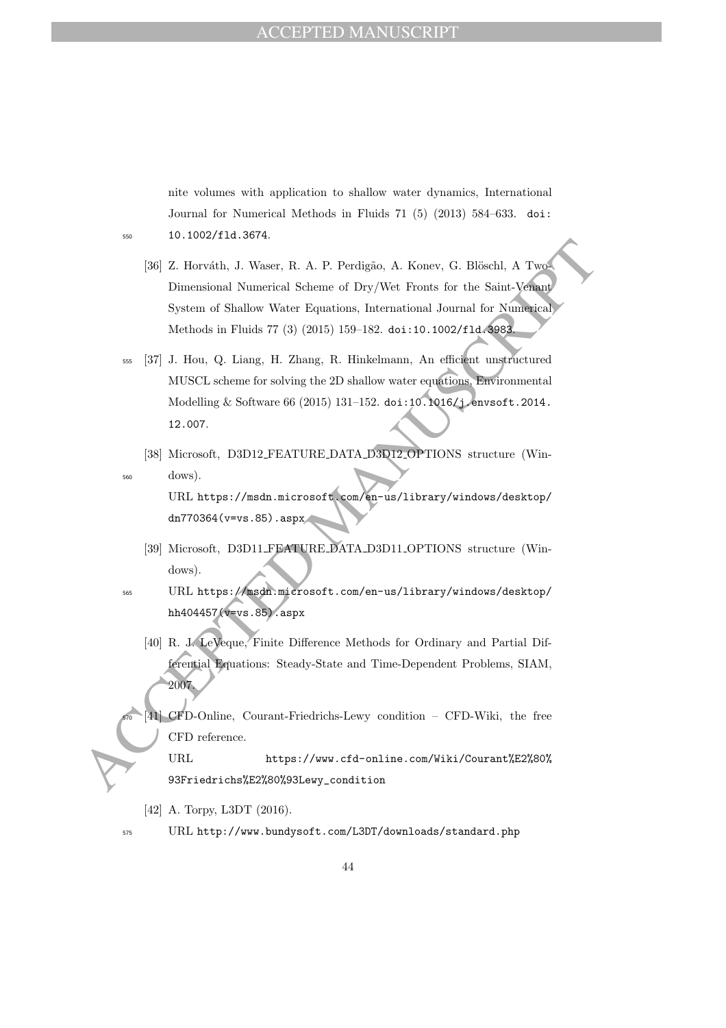nite volumes with application to shallow water dynamics, International Journal for Numerical Methods in Fluids 71 (5) (2013) 584–633. doi: 10.1002/fld.3674.

[36] Z. Horváth, J. Waser, R. A. P. Perdigão, A. Konev, G. Blöschl, A Two-Dimensional Numerical Scheme of Dry/Wet Fronts for the Saint-Venant System of Shallow Water Equations, International Journal for Numerical Methods in Fluids 77 (3) (2015) 159–182. doi:10.1002/fld.3983.

[37] J. Hou, Q. Liang, H. Zhang, R. Hinkelmann, An efficient unstructured MUSCL scheme for solving the 2D shallow water equations, Environmental Modelling & Software 66 (2015) 131–152. doi:10.1016/j.envsoft.2014.12.007.

[38] Microsoft, D3D12_FEATURE_DATA_D3D12_OPTIONS structure (Windows).
URL https://msdn.microsoft.com/en-us/library/windows/desktop/dn770364(v=vs.85).aspx

[39] Microsoft, D3D11_FEATURE_DATA_D3D11_OPTIONS structure (Windows).
URL https://msdn.microsoft.com/en-us/library/windows/desktop/hh404457(v=vs.85).aspx

[40] R. J. LeVeque, Finite Difference Methods for Ordinary and Partial Differential Equations: Steady-State and Time-Dependent Problems, SIAM, 2007.

[41] CFD-Online, Courant-Friedrichs-Lewy condition – CFD-Wiki, the free CFD reference.
URL https://www.cfd-online.com/Wiki/Courant%E2%80%93Friedrichs%E2%80%93Lewy_condition

[42] A. Torpy, L3DT (2016).
URL http://www.bundysoft.com/L3DT/downloads/standard.php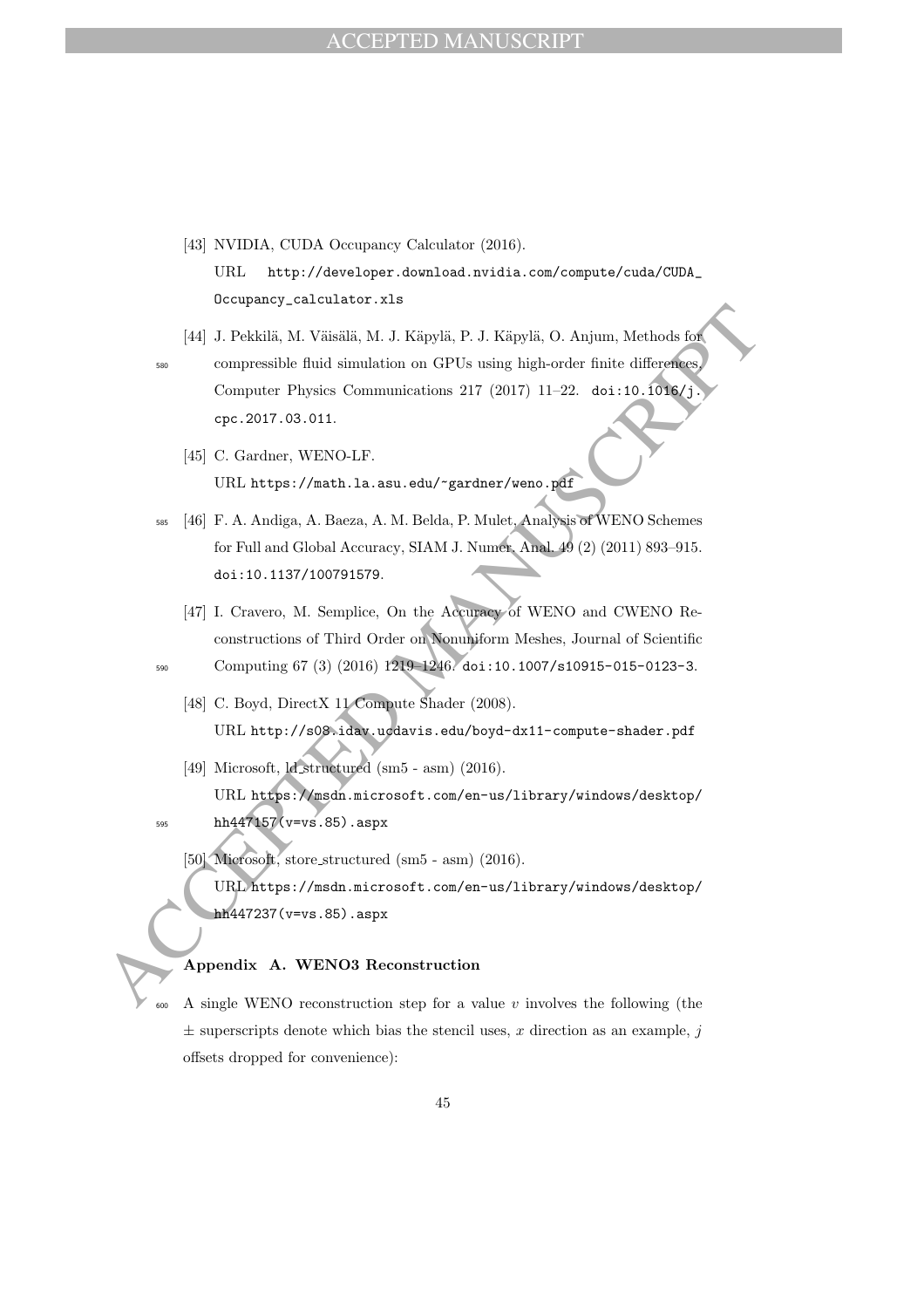[43] NVIDIA, CUDA Occupancy Calculator (2016).
URL http://developer.download.nvidia.com/compute/cuda/CUDA_Occupancy_calculator.xls

[44] J. Pekkilä, M. Väisälä, M. J. Käpylä, P. J. Käpylä, O. Anjum, Methods for compressible fluid simulation on GPUs using high-order finite differences, Computer Physics Communications 217 (2017) 11–22. doi:10.1016/j.cpc.2017.03.011.

[45] C. Gardner, WENO-LF.
URL https://math.la.asu.edu/~gardner/weno.pdf

[46] F. A. Andiga, A. Baeza, A. M. Belda, P. Mulet, Analysis of WENO Schemes for Full and Global Accuracy, SIAM J. Numer. Anal. 49 (2) (2011) 893–915. doi:10.1137/100791579.

[47] I. Cravero, M. Semplice, On the Accuracy of WENO and CWENO Reconstructions of Third Order on Nonuniform Meshes, Journal of Scientific Computing 67 (3) (2016) 1219–1246. doi:10.1007/s10915-015-0123-3.

[48] C. Boyd, DirectX 11 Compute Shader (2008).
URL http://s08.idav.ucdavis.edu/boyd-dx11-compute-shader.pdf

[49] Microsoft, ld_structured (sm5 - asm) (2016).
URL https://msdn.microsoft.com/en-us/library/windows/desktop/hh447157(v=vs.85).aspx

[50] Microsoft, store_structured (sm5 - asm) (2016).
URL https://msdn.microsoft.com/en-us/library/windows/desktop/hh447237(v=vs.85).aspx

## Appendix A. WENO3 Reconstruction

A single WENO reconstruction step for a value $v$ involves the following (the $\pm$ superscripts denote which bias the stencil uses, $x$ direction as an example, $j$ offsets dropped for convenience):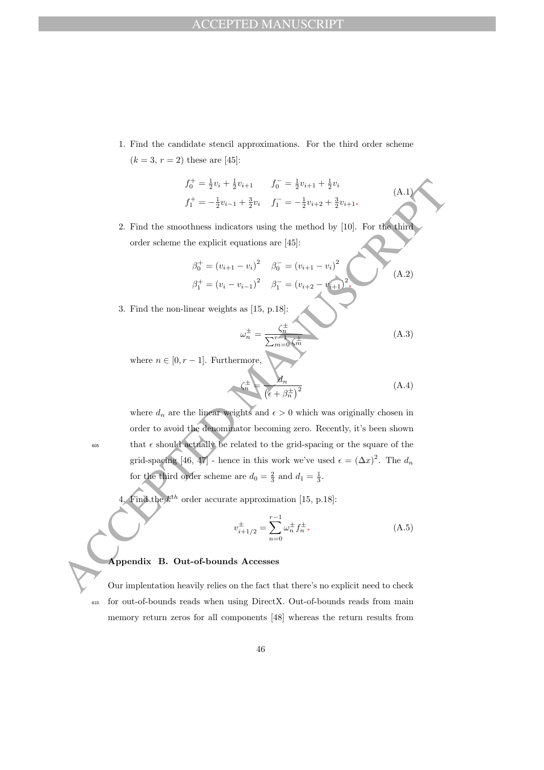1. Find the candidate stencil approximations. For the third order scheme ($k = 3$, $r = 2$) these are [45]:

$$\begin{aligned} f_0^+ &= \tfrac{1}{2}v_i + \tfrac{1}{2}v_{i+1} \quad & f_0^- &= \tfrac{1}{2}v_{i+1} + \tfrac{1}{2}v_i \\ f_1^+ &= -\tfrac{1}{2}v_{i-1} + \tfrac{3}{2}v_i \quad & f_1^- &= -\tfrac{1}{2}v_{i+2} + \tfrac{3}{2}v_{i+1}. \end{aligned} \tag{A.1}$$

2. Find the smoothness indicators using the method by [10]. For the third order scheme the explicit equations are [45]:

$$\begin{aligned} \beta_0^+ &= (v_{i+1} - v_i)^2 \quad & \beta_0^- &= (v_{i+1} - v_i)^2 \\ \beta_1^+ &= (v_i - v_{i-1})^2 \quad & \beta_1^- &= (v_{i+2} - v_{i+1})^2. \end{aligned} \tag{A.2}$$

3. Find the non-linear weights as [15, p.18]:

$$\omega_n^\pm = \frac{\zeta_n^\pm}{\sum_{m=0}^{r-1} \zeta_m^\pm} \tag{A.3}$$

where $n \in [0, r-1]$. Furthermore,

$$\zeta_n^\pm = \frac{d_n}{\left(\epsilon + \beta_n^\pm\right)^2} \tag{A.4}$$

where $d_n$ are the linear weights and $\epsilon > 0$ which was originally chosen in order to avoid the denominator becoming zero. Recently, it's been shown that $\epsilon$ should actually be related to the grid-spacing or the square of the grid-spacing [46, 47] - hence in this work we've used $\epsilon = (\Delta x)^2$. The $d_n$ for the third order scheme are $d_0 = \frac{2}{3}$ and $d_1 = \frac{1}{3}$.

4. Find the $k^{th}$ order accurate approximation [15, p.18]:

$$v_{i+1/2}^\pm = \sum_{n=0}^{r-1} \omega_n^\pm f_n^\pm. \tag{A.5}$$

## Appendix B. Out-of-bounds Accesses

Our implentation heavily relies on the fact that there's no explicit need to check for out-of-bounds reads when using DirectX. Out-of-bounds reads from main memory return zeros for all components [48] whereas the return results from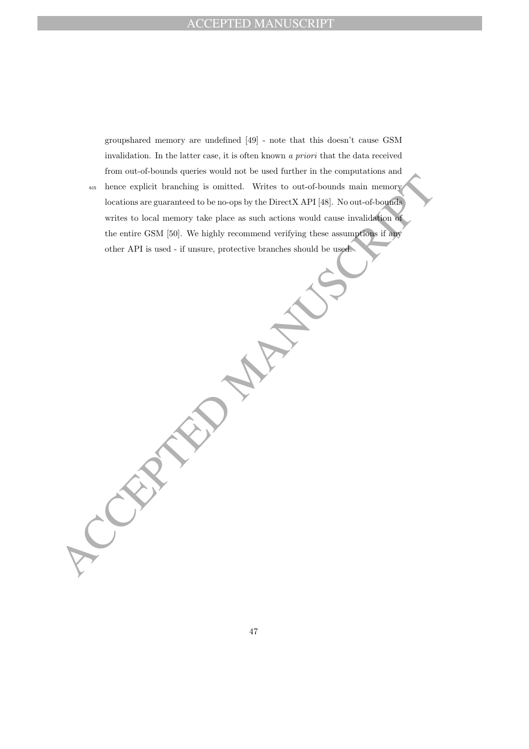groupshared memory are undefined [49] - note that this doesn't cause GSM invalidation. In the latter case, it is often known *a priori* that the data received from out-of-bounds queries would not be used further in the computations and hence explicit branching is omitted. Writes to out-of-bounds main memory locations are guaranteed to be no-ops by the DirectX API [48]. No out-of-bounds writes to local memory take place as such actions would cause invalidation of the entire GSM [50]. We highly recommend verifying these assumptions if any other API is used - if unsure, protective branches should be used.